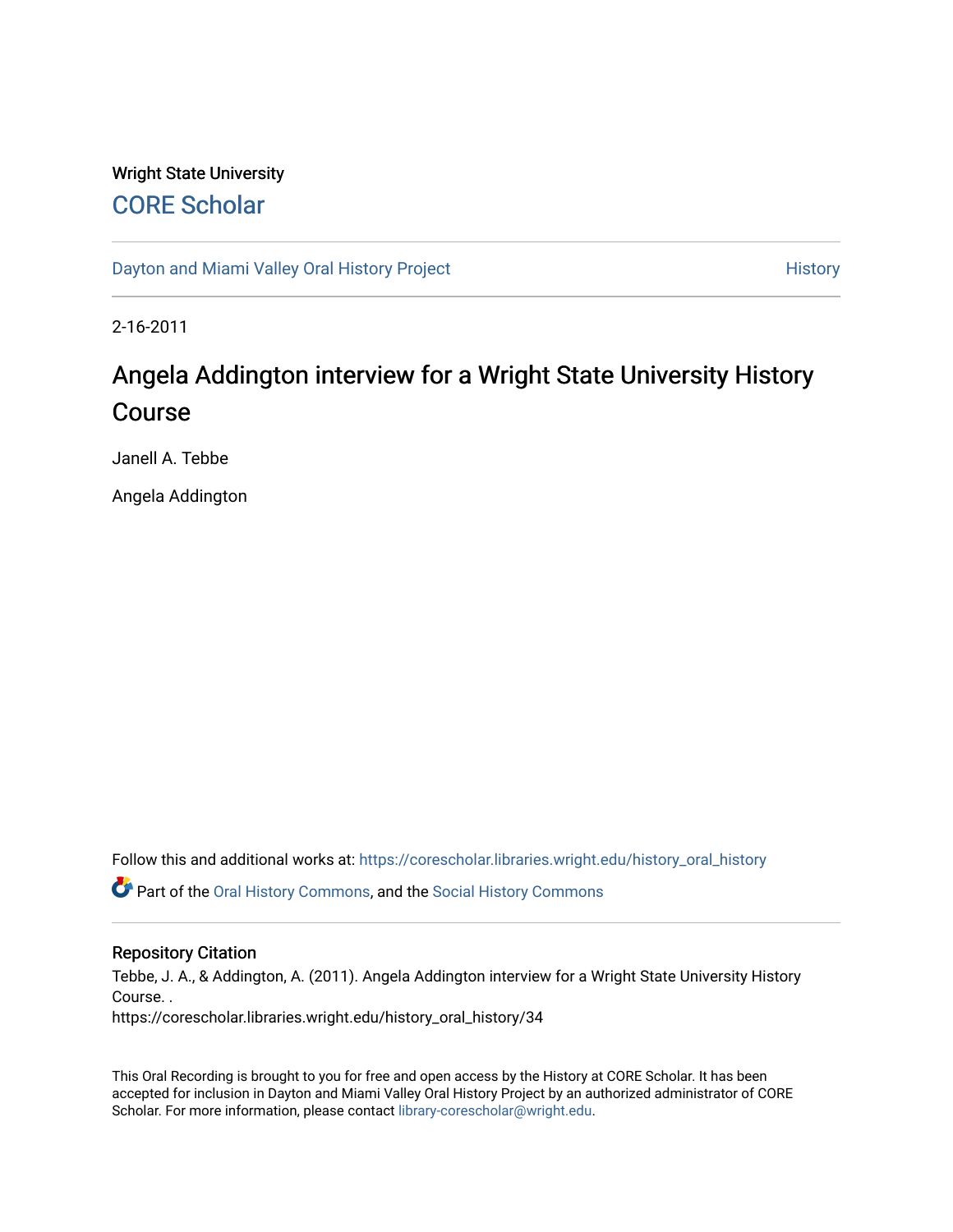Wright State University

# CORE Scholar

Dayton and Miami Valley Oral History Project | History

2-16-2011

## Angela Addington interview for a Wright State University History Course

Janell A. Tebbe

Angela Addington

Follow this and additional works at: https://corescholar.libraries.wright.edu/history_oral_history

Part of the Oral History Commons, and the Social History Commons

### Repository Citation

Tebbe, J. A., & Addington, A. (2011). Angela Addington interview for a Wright State University History Course. .
https://corescholar.libraries.wright.edu/history_oral_history/34

This Oral Recording is brought to you for free and open access by the History at CORE Scholar. It has been accepted for inclusion in Dayton and Miami Valley Oral History Project by an authorized administrator of CORE Scholar. For more information, please contact library-corescholar@wright.edu.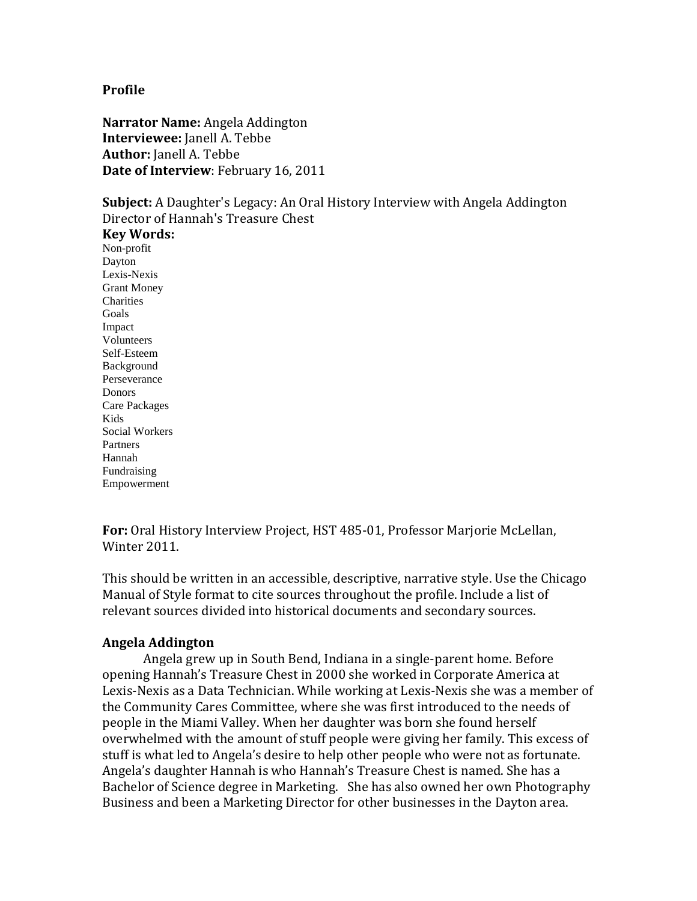**Profile**

**Narrator Name:** Angela Addington
**Interviewee:** Janell A. Tebbe
**Author:** Janell A. Tebbe
**Date of Interview**: February 16, 2011

**Subject:** A Daughter's Legacy: An Oral History Interview with Angela Addington Director of Hannah's Treasure Chest

**Key Words:**
Non-profit
Dayton
Lexis-Nexis
Grant Money
Charities
Goals
Impact
Volunteers
Self-Esteem
Background
Perseverance
Donors
Care Packages
Kids
Social Workers
Partners
Hannah
Fundraising
Empowerment

**For:** Oral History Interview Project, HST 485-01, Professor Marjorie McLellan, Winter 2011.

This should be written in an accessible, descriptive, narrative style. Use the Chicago Manual of Style format to cite sources throughout the profile. Include a list of relevant sources divided into historical documents and secondary sources.

**Angela Addington**

Angela grew up in South Bend, Indiana in a single-parent home. Before opening Hannah's Treasure Chest in 2000 she worked in Corporate America at Lexis-Nexis as a Data Technician. While working at Lexis-Nexis she was a member of the Community Cares Committee, where she was first introduced to the needs of people in the Miami Valley. When her daughter was born she found herself overwhelmed with the amount of stuff people were giving her family. This excess of stuff is what led to Angela's desire to help other people who were not as fortunate. Angela's daughter Hannah is who Hannah's Treasure Chest is named. She has a Bachelor of Science degree in Marketing. She has also owned her own Photography Business and been a Marketing Director for other businesses in the Dayton area.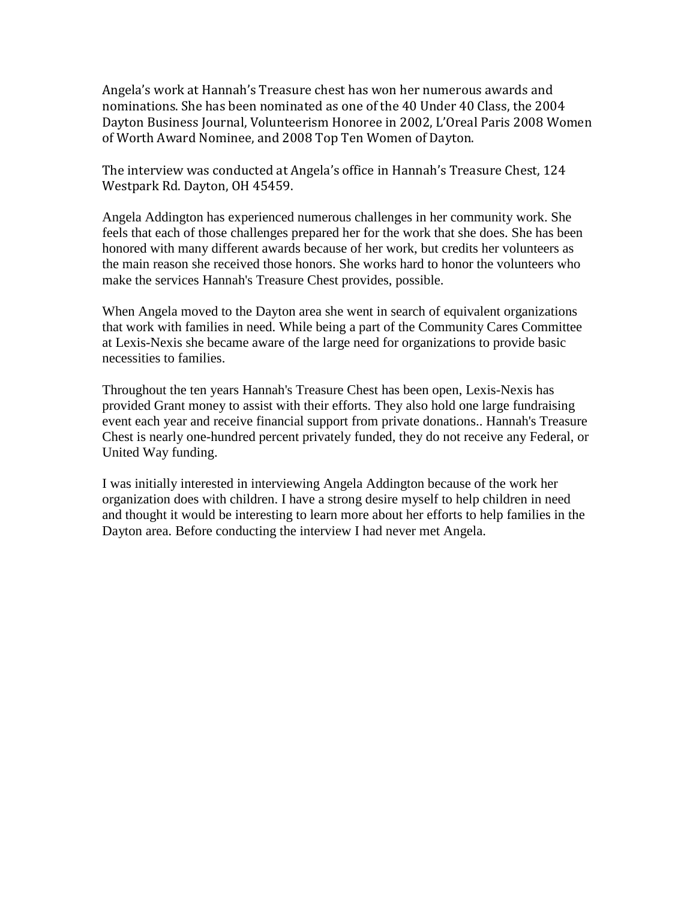Angela's work at Hannah's Treasure chest has won her numerous awards and nominations. She has been nominated as one of the 40 Under 40 Class, the 2004 Dayton Business Journal, Volunteerism Honoree in 2002, L'Oreal Paris 2008 Women of Worth Award Nominee, and 2008 Top Ten Women of Dayton.

The interview was conducted at Angela's office in Hannah's Treasure Chest, 124 Westpark Rd. Dayton, OH 45459.

Angela Addington has experienced numerous challenges in her community work. She feels that each of those challenges prepared her for the work that she does. She has been honored with many different awards because of her work, but credits her volunteers as the main reason she received those honors. She works hard to honor the volunteers who make the services Hannah's Treasure Chest provides, possible.

When Angela moved to the Dayton area she went in search of equivalent organizations that work with families in need. While being a part of the Community Cares Committee at Lexis-Nexis she became aware of the large need for organizations to provide basic necessities to families.

Throughout the ten years Hannah's Treasure Chest has been open, Lexis-Nexis has provided Grant money to assist with their efforts. They also hold one large fundraising event each year and receive financial support from private donations.. Hannah's Treasure Chest is nearly one-hundred percent privately funded, they do not receive any Federal, or United Way funding.

I was initially interested in interviewing Angela Addington because of the work her organization does with children. I have a strong desire myself to help children in need and thought it would be interesting to learn more about her efforts to help families in the Dayton area. Before conducting the interview I had never met Angela.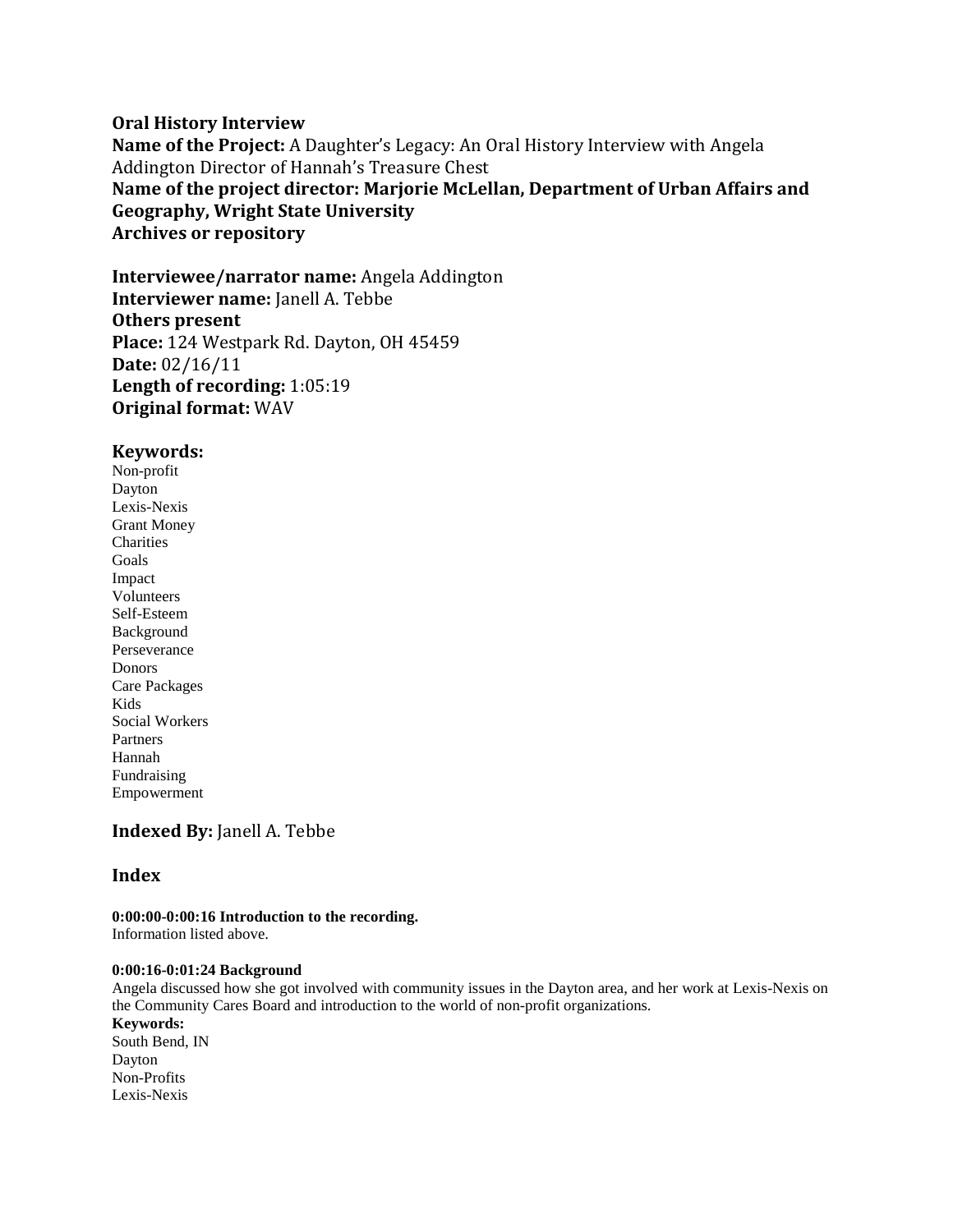**Oral History Interview**
**Name of the Project:** A Daughter's Legacy: An Oral History Interview with Angela Addington Director of Hannah's Treasure Chest
**Name of the project director: Marjorie McLellan, Department of Urban Affairs and Geography, Wright State University**
**Archives or repository**

**Interviewee/narrator name:** Angela Addington
**Interviewer name:** Janell A. Tebbe
**Others present**
**Place:** 124 Westpark Rd. Dayton, OH 45459
**Date:** 02/16/11
**Length of recording:** 1:05:19
**Original format:** WAV

## Keywords:

Non-profit
Dayton
Lexis-Nexis
Grant Money
Charities
Goals
Impact
Volunteers
Self-Esteem
Background
Perseverance
Donors
Care Packages
Kids
Social Workers
Partners
Hannah
Fundraising
Empowerment

## Indexed By: Janell A. Tebbe

## Index

**0:00:00-0:00:16 Introduction to the recording.**
Information listed above.

**0:00:16-0:01:24 Background**
Angela discussed how she got involved with community issues in the Dayton area, and her work at Lexis-Nexis on the Community Cares Board and introduction to the world of non-profit organizations.
**Keywords:**
South Bend, IN
Dayton
Non-Profits
Lexis-Nexis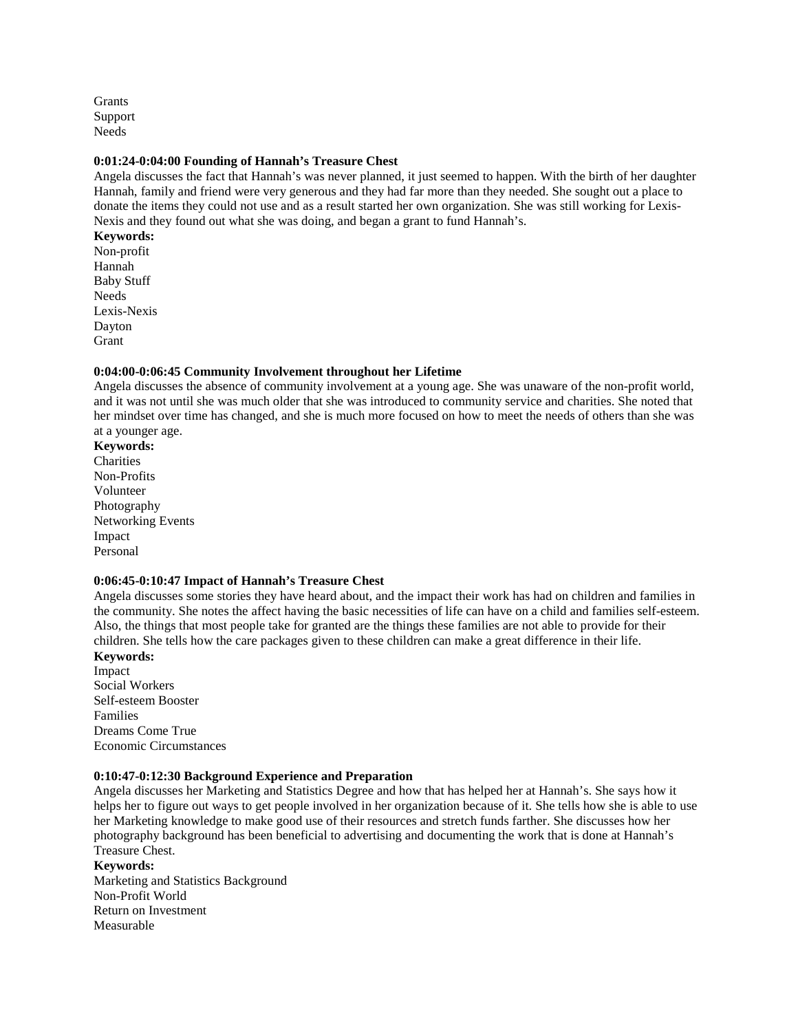Grants
Support
Needs

**0:01:24-0:04:00 Founding of Hannah's Treasure Chest**

Angela discusses the fact that Hannah's was never planned, it just seemed to happen. With the birth of her daughter Hannah, family and friend were very generous and they had far more than they needed. She sought out a place to donate the items they could not use and as a result started her own organization. She was still working for Lexis-Nexis and they found out what she was doing, and began a grant to fund Hannah's.

**Keywords:**
Non-profit
Hannah
Baby Stuff
Needs
Lexis-Nexis
Dayton
Grant

**0:04:00-0:06:45 Community Involvement throughout her Lifetime**

Angela discusses the absence of community involvement at a young age. She was unaware of the non-profit world, and it was not until she was much older that she was introduced to community service and charities. She noted that her mindset over time has changed, and she is much more focused on how to meet the needs of others than she was at a younger age.

**Keywords:**
Charities
Non-Profits
Volunteer
Photography
Networking Events
Impact
Personal

**0:06:45-0:10:47 Impact of Hannah's Treasure Chest**

Angela discusses some stories they have heard about, and the impact their work has had on children and families in the community. She notes the affect having the basic necessities of life can have on a child and families self-esteem. Also, the things that most people take for granted are the things these families are not able to provide for their children. She tells how the care packages given to these children can make a great difference in their life.

**Keywords:**
Impact
Social Workers
Self-esteem Booster
Families
Dreams Come True
Economic Circumstances

**0:10:47-0:12:30 Background Experience and Preparation**

Angela discusses her Marketing and Statistics Degree and how that has helped her at Hannah's. She says how it helps her to figure out ways to get people involved in her organization because of it. She tells how she is able to use her Marketing knowledge to make good use of their resources and stretch funds farther. She discusses how her photography background has been beneficial to advertising and documenting the work that is done at Hannah's Treasure Chest.

**Keywords:**
Marketing and Statistics Background
Non-Profit World
Return on Investment
Measurable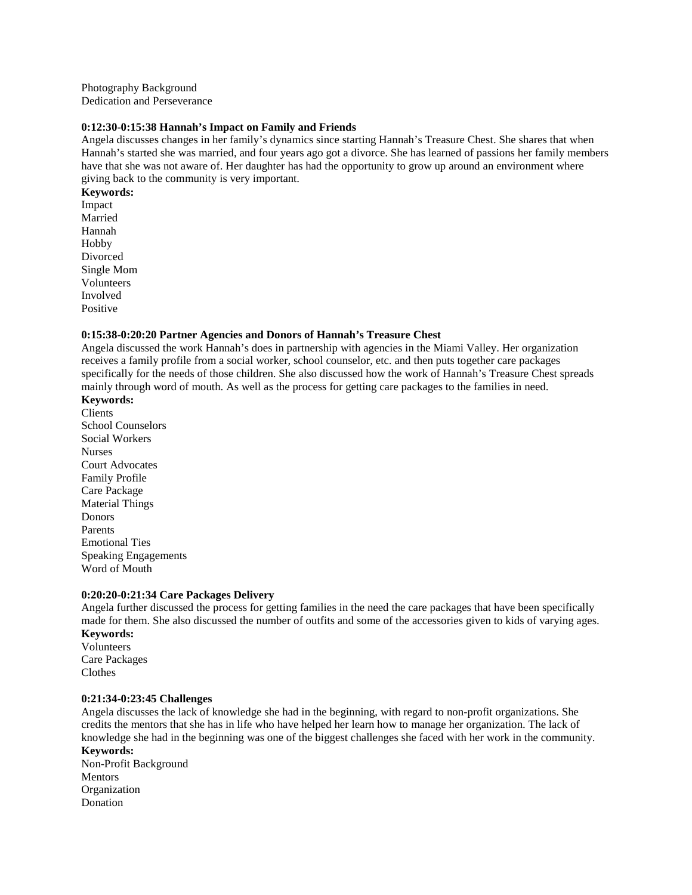Photography Background
Dedication and Perseverance

**0:12:30-0:15:38 Hannah's Impact on Family and Friends**

Angela discusses changes in her family's dynamics since starting Hannah's Treasure Chest. She shares that when Hannah's started she was married, and four years ago got a divorce. She has learned of passions her family members have that she was not aware of. Her daughter has had the opportunity to grow up around an environment where giving back to the community is very important.

**Keywords:**
Impact
Married
Hannah
Hobby
Divorced
Single Mom
Volunteers
Involved
Positive

**0:15:38-0:20:20 Partner Agencies and Donors of Hannah's Treasure Chest**

Angela discussed the work Hannah's does in partnership with agencies in the Miami Valley. Her organization receives a family profile from a social worker, school counselor, etc. and then puts together care packages specifically for the needs of those children. She also discussed how the work of Hannah's Treasure Chest spreads mainly through word of mouth. As well as the process for getting care packages to the families in need.

**Keywords:**
Clients
School Counselors
Social Workers
Nurses
Court Advocates
Family Profile
Care Package
Material Things
Donors
Parents
Emotional Ties
Speaking Engagements
Word of Mouth

**0:20:20-0:21:34 Care Packages Delivery**

Angela further discussed the process for getting families in the need the care packages that have been specifically made for them. She also discussed the number of outfits and some of the accessories given to kids of varying ages.

**Keywords:**
Volunteers
Care Packages
Clothes

**0:21:34-0:23:45 Challenges**

Angela discusses the lack of knowledge she had in the beginning, with regard to non-profit organizations. She credits the mentors that she has in life who have helped her learn how to manage her organization. The lack of knowledge she had in the beginning was one of the biggest challenges she faced with her work in the community.

**Keywords:**
Non-Profit Background
Mentors
Organization
Donation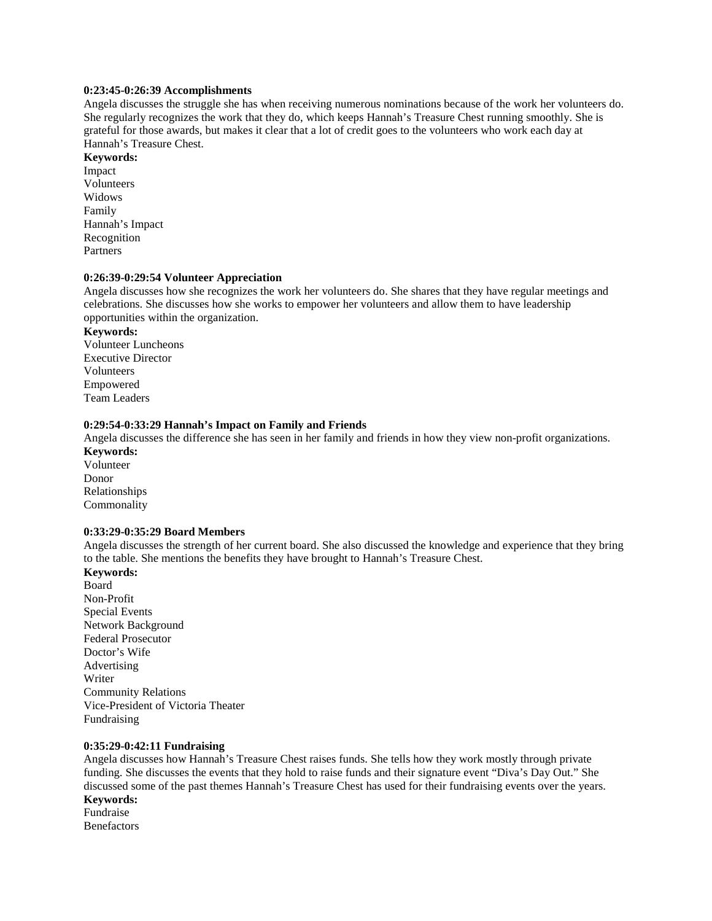**0:23:45-0:26:39 Accomplishments**
Angela discusses the struggle she has when receiving numerous nominations because of the work her volunteers do. She regularly recognizes the work that they do, which keeps Hannah's Treasure Chest running smoothly. She is grateful for those awards, but makes it clear that a lot of credit goes to the volunteers who work each day at Hannah's Treasure Chest.

**Keywords:**
Impact
Volunteers
Widows
Family
Hannah's Impact
Recognition
Partners

**0:26:39-0:29:54 Volunteer Appreciation**
Angela discusses how she recognizes the work her volunteers do. She shares that they have regular meetings and celebrations. She discusses how she works to empower her volunteers and allow them to have leadership opportunities within the organization.

**Keywords:**
Volunteer Luncheons
Executive Director
Volunteers
Empowered
Team Leaders

**0:29:54-0:33:29 Hannah's Impact on Family and Friends**
Angela discusses the difference she has seen in her family and friends in how they view non-profit organizations.

**Keywords:**
Volunteer
Donor
Relationships
Commonality

**0:33:29-0:35:29 Board Members**
Angela discusses the strength of her current board. She also discussed the knowledge and experience that they bring to the table. She mentions the benefits they have brought to Hannah's Treasure Chest.

**Keywords:**
Board
Non-Profit
Special Events
Network Background
Federal Prosecutor
Doctor's Wife
Advertising
Writer
Community Relations
Vice-President of Victoria Theater
Fundraising

**0:35:29-0:42:11 Fundraising**
Angela discusses how Hannah's Treasure Chest raises funds. She tells how they work mostly through private funding. She discusses the events that they hold to raise funds and their signature event "Diva's Day Out." She discussed some of the past themes Hannah's Treasure Chest has used for their fundraising events over the years.

**Keywords:**
Fundraise
Benefactors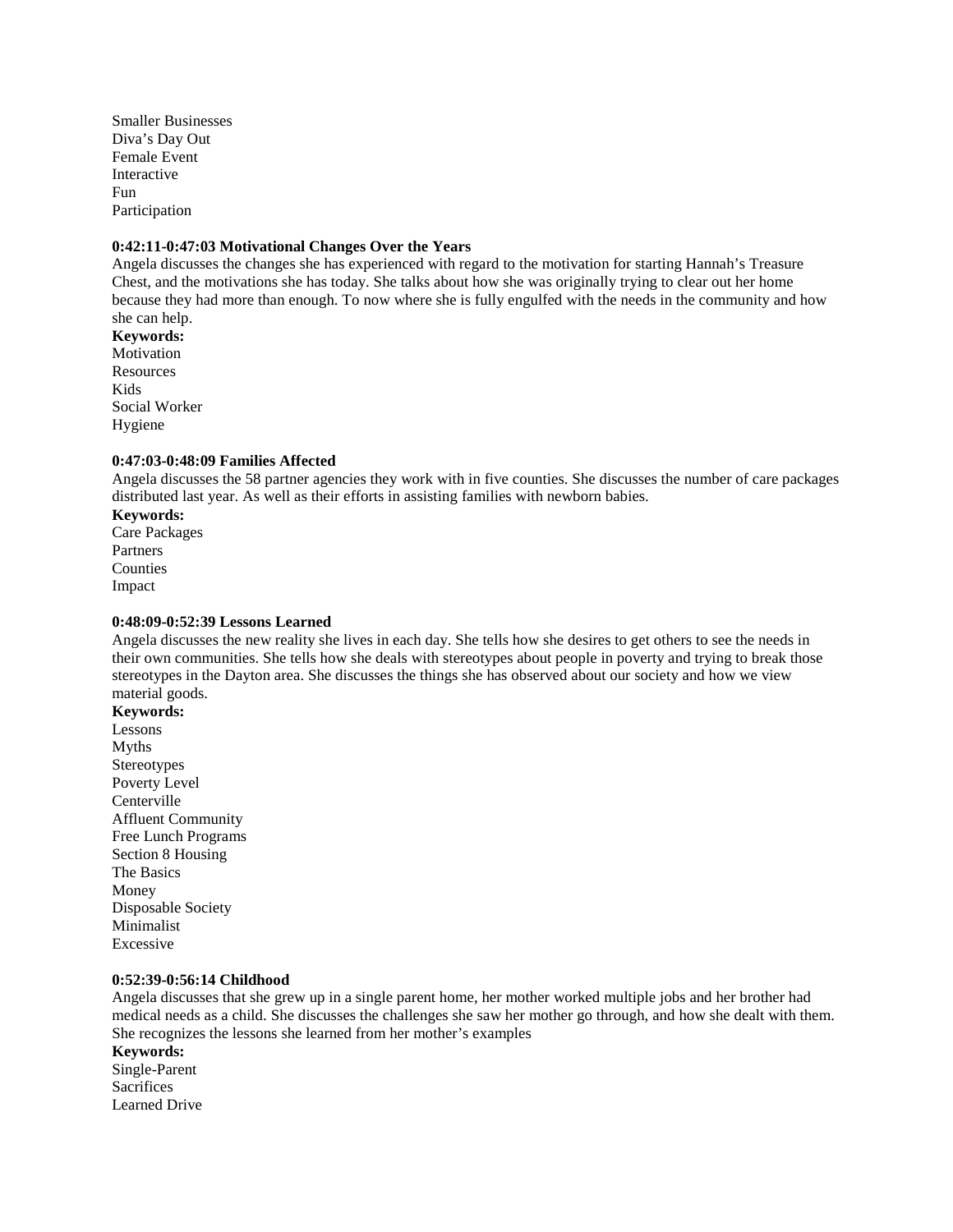Smaller Businesses
Diva's Day Out
Female Event
Interactive
Fun
Participation

**0:42:11-0:47:03 Motivational Changes Over the Years**

Angela discusses the changes she has experienced with regard to the motivation for starting Hannah's Treasure Chest, and the motivations she has today. She talks about how she was originally trying to clear out her home because they had more than enough. To now where she is fully engulfed with the needs in the community and how she can help.

**Keywords:**
Motivation
Resources
Kids
Social Worker
Hygiene

**0:47:03-0:48:09 Families Affected**

Angela discusses the 58 partner agencies they work with in five counties. She discusses the number of care packages distributed last year. As well as their efforts in assisting families with newborn babies.

**Keywords:**
Care Packages
Partners
Counties
Impact

**0:48:09-0:52:39 Lessons Learned**

Angela discusses the new reality she lives in each day. She tells how she desires to get others to see the needs in their own communities. She tells how she deals with stereotypes about people in poverty and trying to break those stereotypes in the Dayton area. She discusses the things she has observed about our society and how we view material goods.

**Keywords:**
Lessons
Myths
Stereotypes
Poverty Level
Centerville
Affluent Community
Free Lunch Programs
Section 8 Housing
The Basics
Money
Disposable Society
Minimalist
Excessive

**0:52:39-0:56:14 Childhood**

Angela discusses that she grew up in a single parent home, her mother worked multiple jobs and her brother had medical needs as a child. She discusses the challenges she saw her mother go through, and how she dealt with them. She recognizes the lessons she learned from her mother's examples

**Keywords:**
Single-Parent
Sacrifices
Learned Drive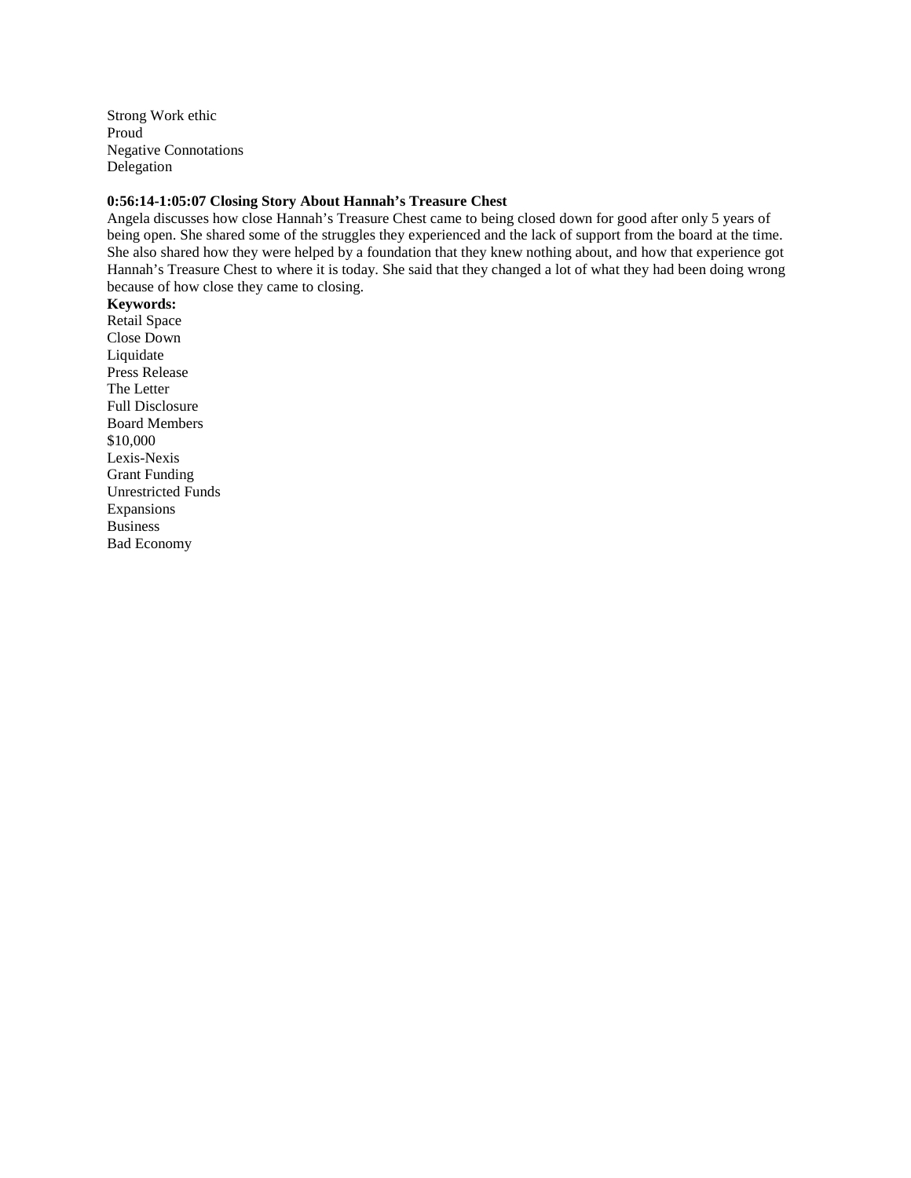Strong Work ethic
Proud
Negative Connotations
Delegation

**0:56:14-1:05:07 Closing Story About Hannah's Treasure Chest**

Angela discusses how close Hannah's Treasure Chest came to being closed down for good after only 5 years of being open. She shared some of the struggles they experienced and the lack of support from the board at the time. She also shared how they were helped by a foundation that they knew nothing about, and how that experience got Hannah's Treasure Chest to where it is today. She said that they changed a lot of what they had been doing wrong because of how close they came to closing.

**Keywords:**
Retail Space
Close Down
Liquidate
Press Release
The Letter
Full Disclosure
Board Members
$10,000
Lexis-Nexis
Grant Funding
Unrestricted Funds
Expansions
Business
Bad Economy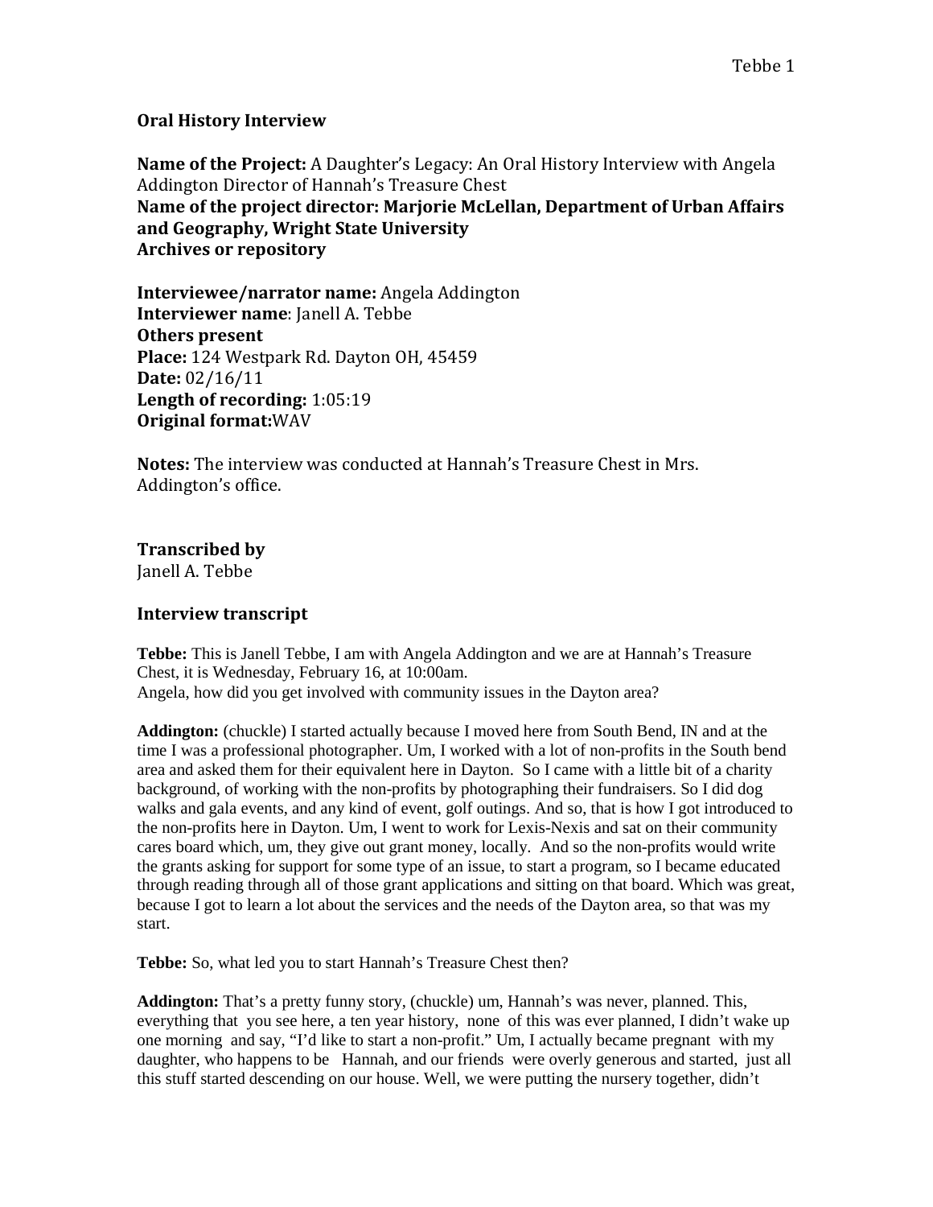## Oral History Interview

**Name of the Project:** A Daughter's Legacy: An Oral History Interview with Angela Addington Director of Hannah's Treasure Chest
**Name of the project director: Marjorie McLellan, Department of Urban Affairs and Geography, Wright State University**
**Archives or repository**

**Interviewee/narrator name:** Angela Addington
**Interviewer name**: Janell A. Tebbe
**Others present**
**Place:** 124 Westpark Rd. Dayton OH, 45459
**Date:** 02/16/11
**Length of recording:** 1:05:19
**Original format:**WAV

**Notes:** The interview was conducted at Hannah's Treasure Chest in Mrs. Addington's office.

### Transcribed by

Janell A. Tebbe

### Interview transcript

**Tebbe:** This is Janell Tebbe, I am with Angela Addington and we are at Hannah's Treasure Chest, it is Wednesday, February 16, at 10:00am.
Angela, how did you get involved with community issues in the Dayton area?

**Addington:** (chuckle) I started actually because I moved here from South Bend, IN and at the time I was a professional photographer. Um, I worked with a lot of non-profits in the South bend area and asked them for their equivalent here in Dayton. So I came with a little bit of a charity background, of working with the non-profits by photographing their fundraisers. So I did dog walks and gala events, and any kind of event, golf outings. And so, that is how I got introduced to the non-profits here in Dayton. Um, I went to work for Lexis-Nexis and sat on their community cares board which, um, they give out grant money, locally. And so the non-profits would write the grants asking for support for some type of an issue, to start a program, so I became educated through reading through all of those grant applications and sitting on that board. Which was great, because I got to learn a lot about the services and the needs of the Dayton area, so that was my start.

**Tebbe:** So, what led you to start Hannah's Treasure Chest then?

**Addington:** That's a pretty funny story, (chuckle) um, Hannah's was never, planned. This, everything that you see here, a ten year history, none of this was ever planned, I didn't wake up one morning and say, "I'd like to start a non-profit." Um, I actually became pregnant with my daughter, who happens to be Hannah, and our friends were overly generous and started, just all this stuff started descending on our house. Well, we were putting the nursery together, didn't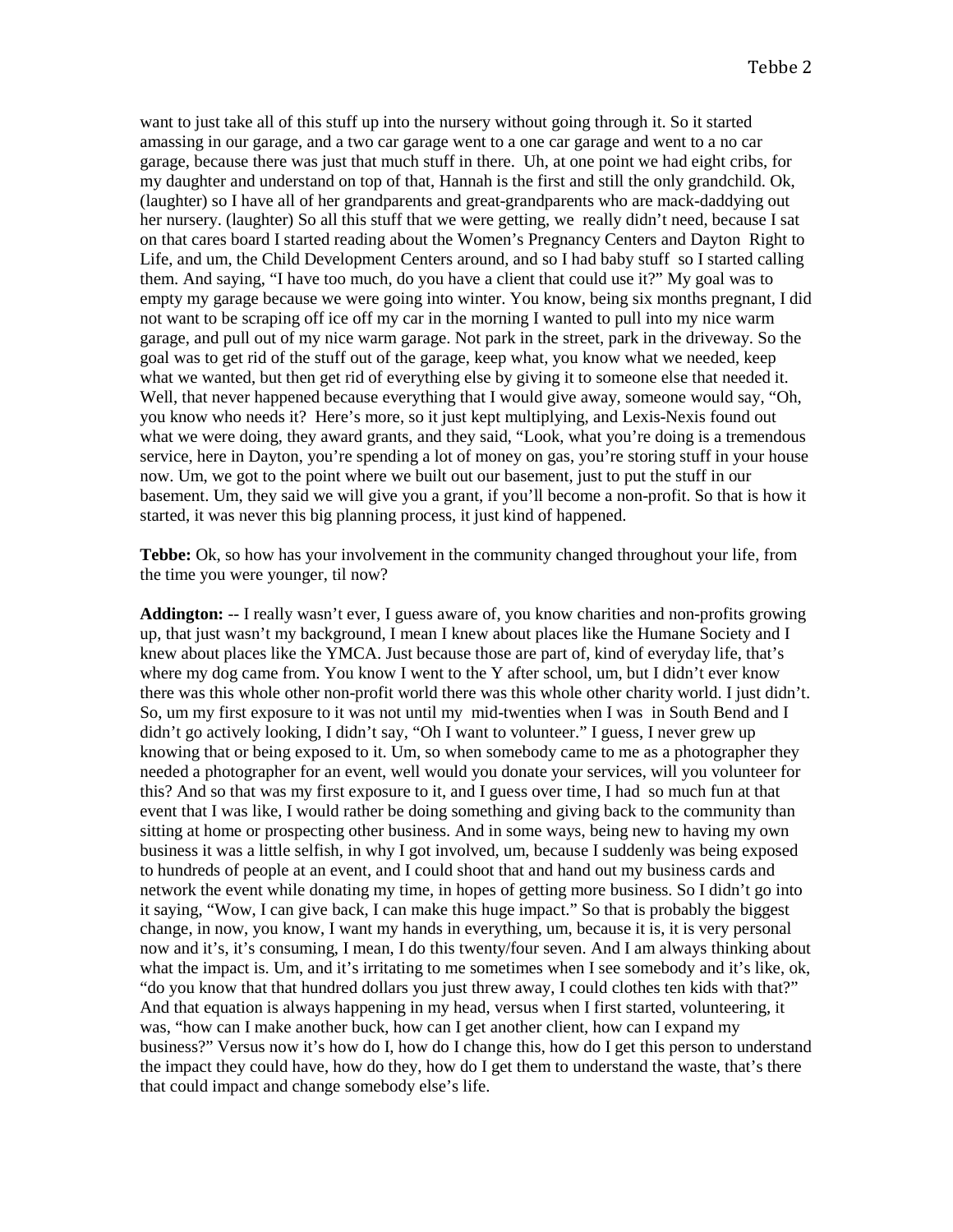want to just take all of this stuff up into the nursery without going through it. So it started amassing in our garage, and a two car garage went to a one car garage and went to a no car garage, because there was just that much stuff in there. Uh, at one point we had eight cribs, for my daughter and understand on top of that, Hannah is the first and still the only grandchild. Ok, (laughter) so I have all of her grandparents and great-grandparents who are mack-daddying out her nursery. (laughter) So all this stuff that we were getting, we really didn't need, because I sat on that cares board I started reading about the Women's Pregnancy Centers and Dayton Right to Life, and um, the Child Development Centers around, and so I had baby stuff so I started calling them. And saying, "I have too much, do you have a client that could use it?" My goal was to empty my garage because we were going into winter. You know, being six months pregnant, I did not want to be scraping off ice off my car in the morning I wanted to pull into my nice warm garage, and pull out of my nice warm garage. Not park in the street, park in the driveway. So the goal was to get rid of the stuff out of the garage, keep what, you know what we needed, keep what we wanted, but then get rid of everything else by giving it to someone else that needed it. Well, that never happened because everything that I would give away, someone would say, "Oh, you know who needs it? Here's more, so it just kept multiplying, and Lexis-Nexis found out what we were doing, they award grants, and they said, "Look, what you're doing is a tremendous service, here in Dayton, you're spending a lot of money on gas, you're storing stuff in your house now. Um, we got to the point where we built out our basement, just to put the stuff in our basement. Um, they said we will give you a grant, if you'll become a non-profit. So that is how it started, it was never this big planning process, it just kind of happened.

**Tebbe:** Ok, so how has your involvement in the community changed throughout your life, from the time you were younger, til now?

**Addington:** -- I really wasn't ever, I guess aware of, you know charities and non-profits growing up, that just wasn't my background, I mean I knew about places like the Humane Society and I knew about places like the YMCA. Just because those are part of, kind of everyday life, that's where my dog came from. You know I went to the Y after school, um, but I didn't ever know there was this whole other non-profit world there was this whole other charity world. I just didn't. So, um my first exposure to it was not until my mid-twenties when I was in South Bend and I didn't go actively looking, I didn't say, "Oh I want to volunteer." I guess, I never grew up knowing that or being exposed to it. Um, so when somebody came to me as a photographer they needed a photographer for an event, well would you donate your services, will you volunteer for this? And so that was my first exposure to it, and I guess over time, I had so much fun at that event that I was like, I would rather be doing something and giving back to the community than sitting at home or prospecting other business. And in some ways, being new to having my own business it was a little selfish, in why I got involved, um, because I suddenly was being exposed to hundreds of people at an event, and I could shoot that and hand out my business cards and network the event while donating my time, in hopes of getting more business. So I didn't go into it saying, "Wow, I can give back, I can make this huge impact." So that is probably the biggest change, in now, you know, I want my hands in everything, um, because it is, it is very personal now and it's, it's consuming, I mean, I do this twenty/four seven. And I am always thinking about what the impact is. Um, and it's irritating to me sometimes when I see somebody and it's like, ok, "do you know that that hundred dollars you just threw away, I could clothes ten kids with that?" And that equation is always happening in my head, versus when I first started, volunteering, it was, "how can I make another buck, how can I get another client, how can I expand my business?" Versus now it's how do I, how do I change this, how do I get this person to understand the impact they could have, how do they, how do I get them to understand the waste, that's there that could impact and change somebody else's life.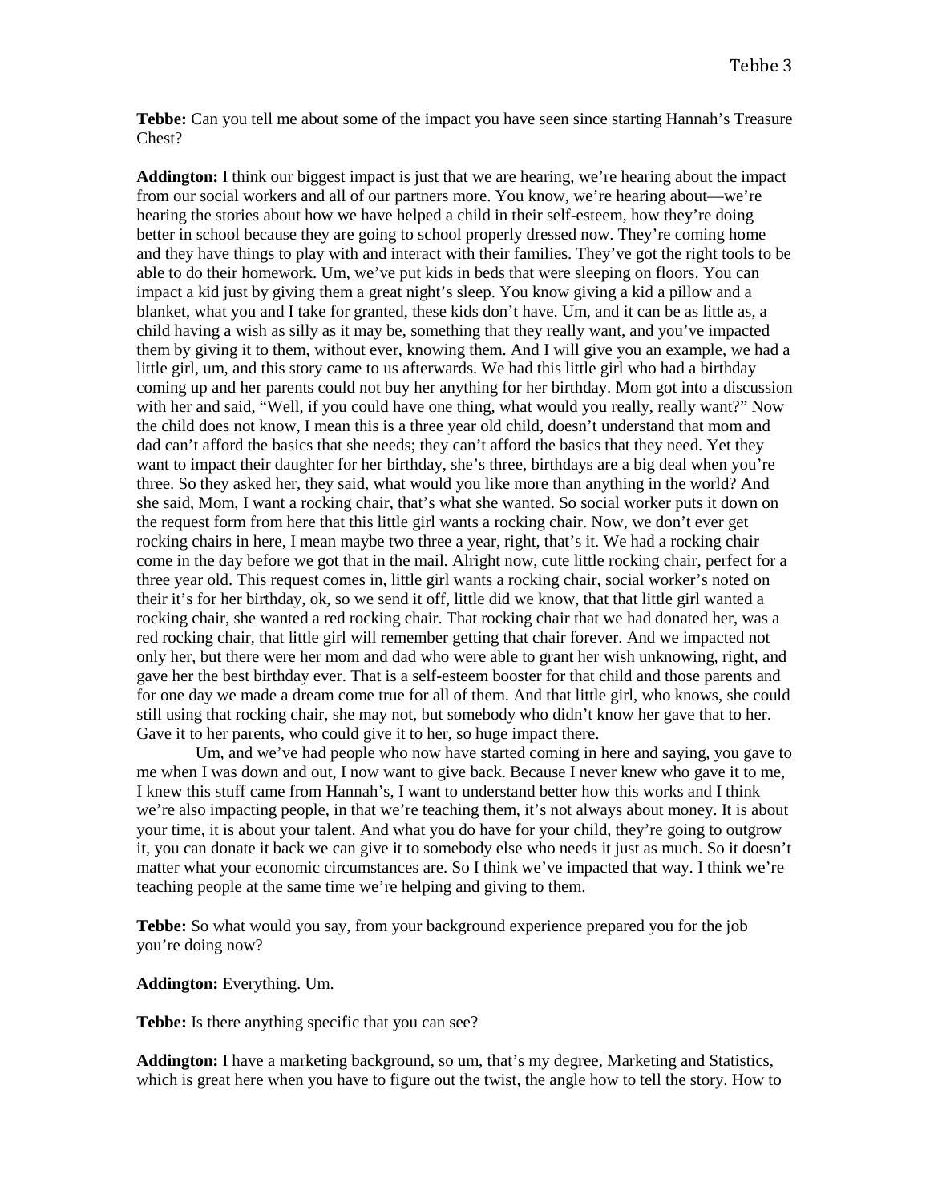**Tebbe:** Can you tell me about some of the impact you have seen since starting Hannah's Treasure Chest?

**Addington:** I think our biggest impact is just that we are hearing, we're hearing about the impact from our social workers and all of our partners more. You know, we're hearing about—we're hearing the stories about how we have helped a child in their self-esteem, how they're doing better in school because they are going to school properly dressed now. They're coming home and they have things to play with and interact with their families. They've got the right tools to be able to do their homework. Um, we've put kids in beds that were sleeping on floors. You can impact a kid just by giving them a great night's sleep. You know giving a kid a pillow and a blanket, what you and I take for granted, these kids don't have. Um, and it can be as little as, a child having a wish as silly as it may be, something that they really want, and you've impacted them by giving it to them, without ever, knowing them. And I will give you an example, we had a little girl, um, and this story came to us afterwards. We had this little girl who had a birthday coming up and her parents could not buy her anything for her birthday. Mom got into a discussion with her and said, "Well, if you could have one thing, what would you really, really want?" Now the child does not know, I mean this is a three year old child, doesn't understand that mom and dad can't afford the basics that she needs; they can't afford the basics that they need. Yet they want to impact their daughter for her birthday, she's three, birthdays are a big deal when you're three. So they asked her, they said, what would you like more than anything in the world? And she said, Mom, I want a rocking chair, that's what she wanted. So social worker puts it down on the request form from here that this little girl wants a rocking chair. Now, we don't ever get rocking chairs in here, I mean maybe two three a year, right, that's it. We had a rocking chair come in the day before we got that in the mail. Alright now, cute little rocking chair, perfect for a three year old. This request comes in, little girl wants a rocking chair, social worker's noted on their it's for her birthday, ok, so we send it off, little did we know, that that little girl wanted a rocking chair, she wanted a red rocking chair. That rocking chair that we had donated her, was a red rocking chair, that little girl will remember getting that chair forever. And we impacted not only her, but there were her mom and dad who were able to grant her wish unknowing, right, and gave her the best birthday ever. That is a self-esteem booster for that child and those parents and for one day we made a dream come true for all of them. And that little girl, who knows, she could still using that rocking chair, she may not, but somebody who didn't know her gave that to her. Gave it to her parents, who could give it to her, so huge impact there.

Um, and we've had people who now have started coming in here and saying, you gave to me when I was down and out, I now want to give back. Because I never knew who gave it to me, I knew this stuff came from Hannah's, I want to understand better how this works and I think we're also impacting people, in that we're teaching them, it's not always about money. It is about your time, it is about your talent. And what you do have for your child, they're going to outgrow it, you can donate it back we can give it to somebody else who needs it just as much. So it doesn't matter what your economic circumstances are. So I think we've impacted that way. I think we're teaching people at the same time we're helping and giving to them.

**Tebbe:** So what would you say, from your background experience prepared you for the job you're doing now?

**Addington:** Everything. Um.

**Tebbe:** Is there anything specific that you can see?

**Addington:** I have a marketing background, so um, that's my degree, Marketing and Statistics, which is great here when you have to figure out the twist, the angle how to tell the story. How to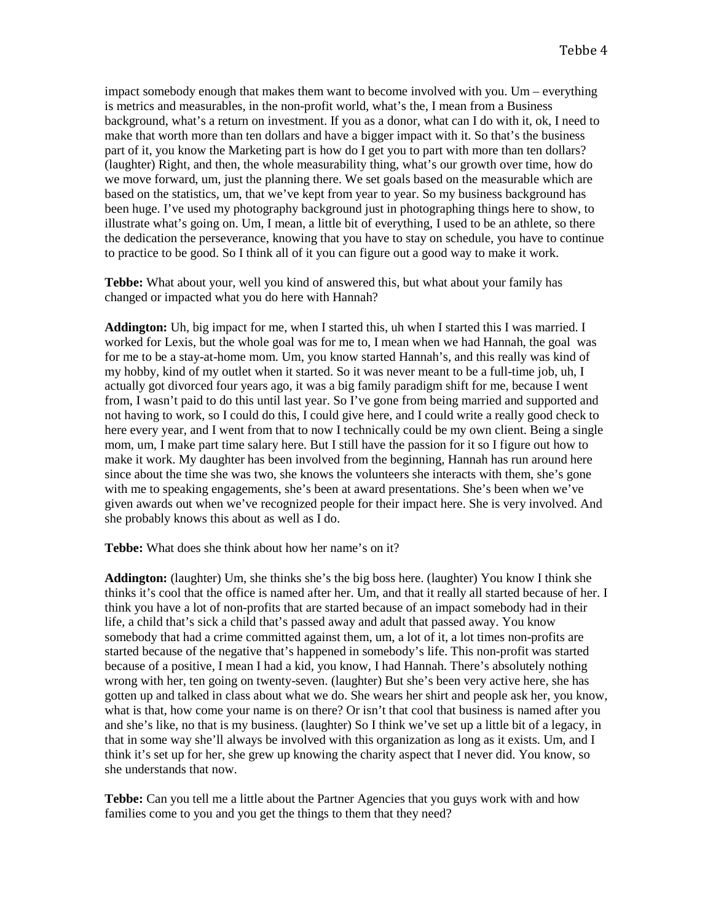impact somebody enough that makes them want to become involved with you. Um – everything is metrics and measurables, in the non-profit world, what's the, I mean from a Business background, what's a return on investment. If you as a donor, what can I do with it, ok, I need to make that worth more than ten dollars and have a bigger impact with it. So that's the business part of it, you know the Marketing part is how do I get you to part with more than ten dollars? (laughter) Right, and then, the whole measurability thing, what's our growth over time, how do we move forward, um, just the planning there. We set goals based on the measurable which are based on the statistics, um, that we've kept from year to year. So my business background has been huge. I've used my photography background just in photographing things here to show, to illustrate what's going on. Um, I mean, a little bit of everything, I used to be an athlete, so there the dedication the perseverance, knowing that you have to stay on schedule, you have to continue to practice to be good. So I think all of it you can figure out a good way to make it work.

**Tebbe:** What about your, well you kind of answered this, but what about your family has changed or impacted what you do here with Hannah?

**Addington:** Uh, big impact for me, when I started this, uh when I started this I was married. I worked for Lexis, but the whole goal was for me to, I mean when we had Hannah, the goal was for me to be a stay-at-home mom. Um, you know started Hannah's, and this really was kind of my hobby, kind of my outlet when it started. So it was never meant to be a full-time job, uh, I actually got divorced four years ago, it was a big family paradigm shift for me, because I went from, I wasn't paid to do this until last year. So I've gone from being married and supported and not having to work, so I could do this, I could give here, and I could write a really good check to here every year, and I went from that to now I technically could be my own client. Being a single mom, um, I make part time salary here. But I still have the passion for it so I figure out how to make it work. My daughter has been involved from the beginning, Hannah has run around here since about the time she was two, she knows the volunteers she interacts with them, she's gone with me to speaking engagements, she's been at award presentations. She's been when we've given awards out when we've recognized people for their impact here. She is very involved. And she probably knows this about as well as I do.

**Tebbe:** What does she think about how her name's on it?

**Addington:** (laughter) Um, she thinks she's the big boss here. (laughter) You know I think she thinks it's cool that the office is named after her. Um, and that it really all started because of her. I think you have a lot of non-profits that are started because of an impact somebody had in their life, a child that's sick a child that's passed away and adult that passed away. You know somebody that had a crime committed against them, um, a lot of it, a lot times non-profits are started because of the negative that's happened in somebody's life. This non-profit was started because of a positive, I mean I had a kid, you know, I had Hannah. There's absolutely nothing wrong with her, ten going on twenty-seven. (laughter) But she's been very active here, she has gotten up and talked in class about what we do. She wears her shirt and people ask her, you know, what is that, how come your name is on there? Or isn't that cool that business is named after you and she's like, no that is my business. (laughter) So I think we've set up a little bit of a legacy, in that in some way she'll always be involved with this organization as long as it exists. Um, and I think it's set up for her, she grew up knowing the charity aspect that I never did. You know, so she understands that now.

**Tebbe:** Can you tell me a little about the Partner Agencies that you guys work with and how families come to you and you get the things to them that they need?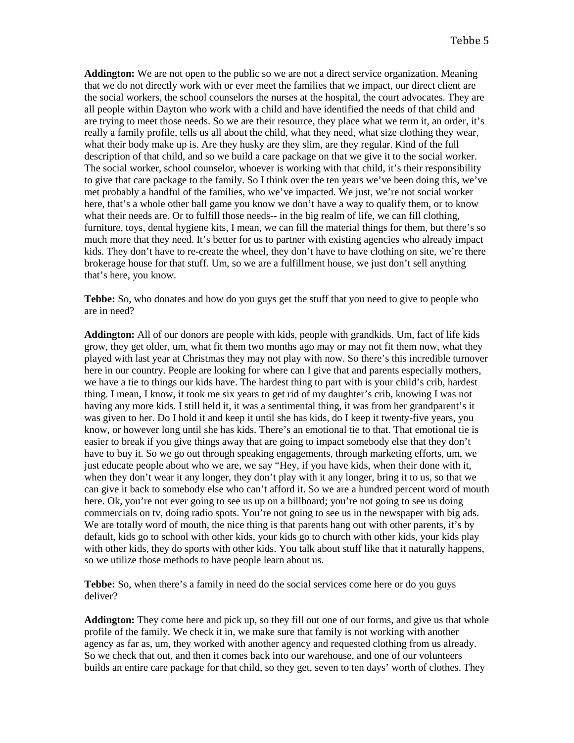**Addington:** We are not open to the public so we are not a direct service organization. Meaning that we do not directly work with or ever meet the families that we impact, our direct client are the social workers, the school counselors the nurses at the hospital, the court advocates. They are all people within Dayton who work with a child and have identified the needs of that child and are trying to meet those needs. So we are their resource, they place what we term it, an order, it's really a family profile, tells us all about the child, what they need, what size clothing they wear, what their body make up is. Are they husky are they slim, are they regular. Kind of the full description of that child, and so we build a care package on that we give it to the social worker. The social worker, school counselor, whoever is working with that child, it's their responsibility to give that care package to the family. So I think over the ten years we've been doing this, we've met probably a handful of the families, who we've impacted. We just, we're not social worker here, that's a whole other ball game you know we don't have a way to qualify them, or to know what their needs are. Or to fulfill those needs-- in the big realm of life, we can fill clothing, furniture, toys, dental hygiene kits, I mean, we can fill the material things for them, but there's so much more that they need. It's better for us to partner with existing agencies who already impact kids. They don't have to re-create the wheel, they don't have to have clothing on site, we're there brokerage house for that stuff. Um, so we are a fulfillment house, we just don't sell anything that's here, you know.

**Tebbe:** So, who donates and how do you guys get the stuff that you need to give to people who are in need?

**Addington:** All of our donors are people with kids, people with grandkids. Um, fact of life kids grow, they get older, um, what fit them two months ago may or may not fit them now, what they played with last year at Christmas they may not play with now. So there's this incredible turnover here in our country. People are looking for where can I give that and parents especially mothers, we have a tie to things our kids have. The hardest thing to part with is your child's crib, hardest thing. I mean, I know, it took me six years to get rid of my daughter's crib, knowing I was not having any more kids. I still held it, it was a sentimental thing, it was from her grandparent's it was given to her. Do I hold it and keep it until she has kids, do I keep it twenty-five years, you know, or however long until she has kids. There's an emotional tie to that. That emotional tie is easier to break if you give things away that are going to impact somebody else that they don't have to buy it. So we go out through speaking engagements, through marketing efforts, um, we just educate people about who we are, we say "Hey, if you have kids, when their done with it, when they don't wear it any longer, they don't play with it any longer, bring it to us, so that we can give it back to somebody else who can't afford it. So we are a hundred percent word of mouth here. Ok, you're not ever going to see us up on a billboard; you're not going to see us doing commercials on tv, doing radio spots. You're not going to see us in the newspaper with big ads. We are totally word of mouth, the nice thing is that parents hang out with other parents, it's by default, kids go to school with other kids, your kids go to church with other kids, your kids play with other kids, they do sports with other kids. You talk about stuff like that it naturally happens, so we utilize those methods to have people learn about us.

**Tebbe:** So, when there's a family in need do the social services come here or do you guys deliver?

**Addington:** They come here and pick up, so they fill out one of our forms, and give us that whole profile of the family. We check it in, we make sure that family is not working with another agency as far as, um, they worked with another agency and requested clothing from us already. So we check that out, and then it comes back into our warehouse, and one of our volunteers builds an entire care package for that child, so they get, seven to ten days' worth of clothes. They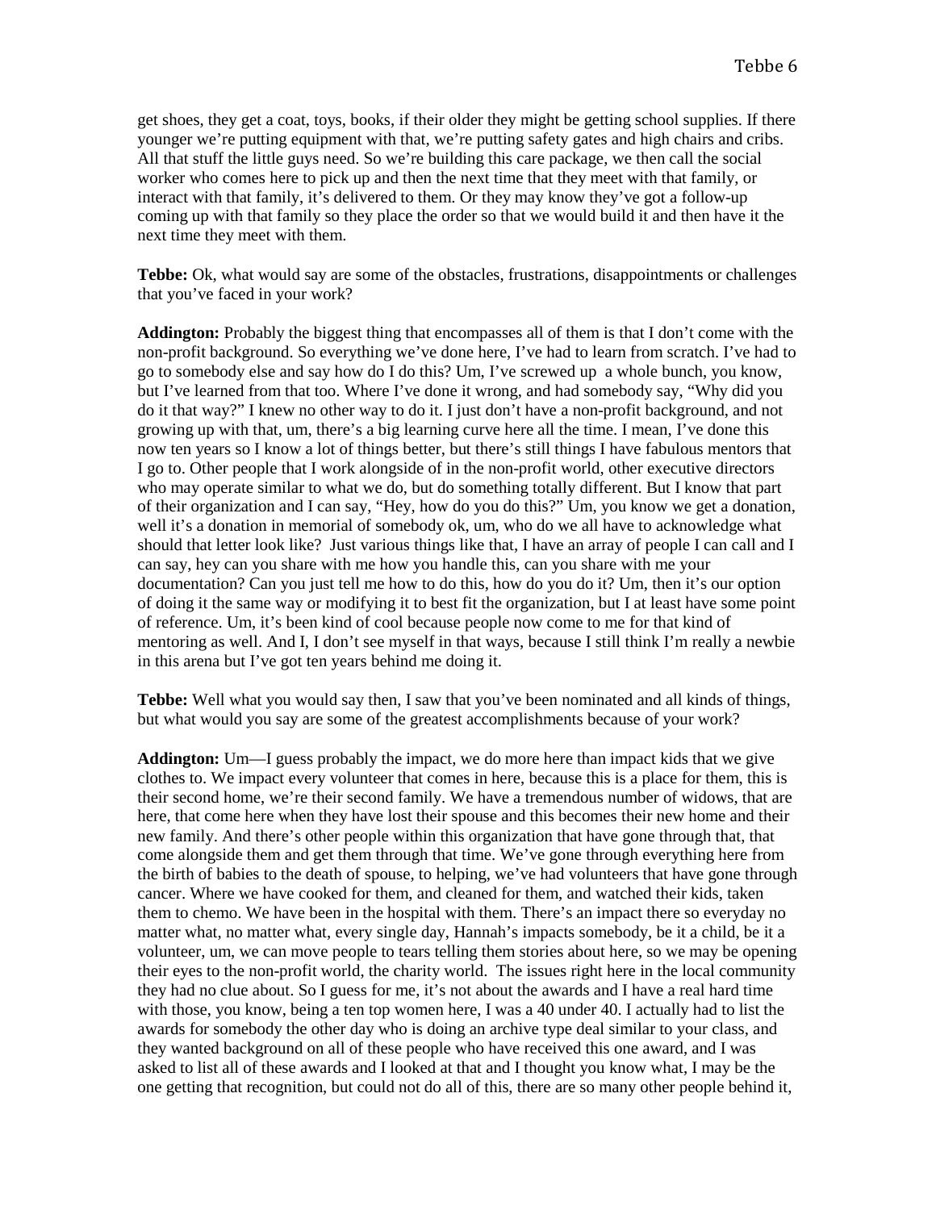get shoes, they get a coat, toys, books, if their older they might be getting school supplies. If there younger we're putting equipment with that, we're putting safety gates and high chairs and cribs. All that stuff the little guys need. So we're building this care package, we then call the social worker who comes here to pick up and then the next time that they meet with that family, or interact with that family, it's delivered to them. Or they may know they've got a follow-up coming up with that family so they place the order so that we would build it and then have it the next time they meet with them.

**Tebbe:** Ok, what would say are some of the obstacles, frustrations, disappointments or challenges that you've faced in your work?

**Addington:** Probably the biggest thing that encompasses all of them is that I don't come with the non-profit background. So everything we've done here, I've had to learn from scratch. I've had to go to somebody else and say how do I do this? Um, I've screwed up a whole bunch, you know, but I've learned from that too. Where I've done it wrong, and had somebody say, "Why did you do it that way?" I knew no other way to do it. I just don't have a non-profit background, and not growing up with that, um, there's a big learning curve here all the time. I mean, I've done this now ten years so I know a lot of things better, but there's still things I have fabulous mentors that I go to. Other people that I work alongside of in the non-profit world, other executive directors who may operate similar to what we do, but do something totally different. But I know that part of their organization and I can say, "Hey, how do you do this?" Um, you know we get a donation, well it's a donation in memorial of somebody ok, um, who do we all have to acknowledge what should that letter look like? Just various things like that, I have an array of people I can call and I can say, hey can you share with me how you handle this, can you share with me your documentation? Can you just tell me how to do this, how do you do it? Um, then it's our option of doing it the same way or modifying it to best fit the organization, but I at least have some point of reference. Um, it's been kind of cool because people now come to me for that kind of mentoring as well. And I, I don't see myself in that ways, because I still think I'm really a newbie in this arena but I've got ten years behind me doing it.

**Tebbe:** Well what you would say then, I saw that you've been nominated and all kinds of things, but what would you say are some of the greatest accomplishments because of your work?

**Addington:** Um—I guess probably the impact, we do more here than impact kids that we give clothes to. We impact every volunteer that comes in here, because this is a place for them, this is their second home, we're their second family. We have a tremendous number of widows, that are here, that come here when they have lost their spouse and this becomes their new home and their new family. And there's other people within this organization that have gone through that, that come alongside them and get them through that time. We've gone through everything here from the birth of babies to the death of spouse, to helping, we've had volunteers that have gone through cancer. Where we have cooked for them, and cleaned for them, and watched their kids, taken them to chemo. We have been in the hospital with them. There's an impact there so everyday no matter what, no matter what, every single day, Hannah's impacts somebody, be it a child, be it a volunteer, um, we can move people to tears telling them stories about here, so we may be opening their eyes to the non-profit world, the charity world. The issues right here in the local community they had no clue about. So I guess for me, it's not about the awards and I have a real hard time with those, you know, being a ten top women here, I was a 40 under 40. I actually had to list the awards for somebody the other day who is doing an archive type deal similar to your class, and they wanted background on all of these people who have received this one award, and I was asked to list all of these awards and I looked at that and I thought you know what, I may be the one getting that recognition, but could not do all of this, there are so many other people behind it,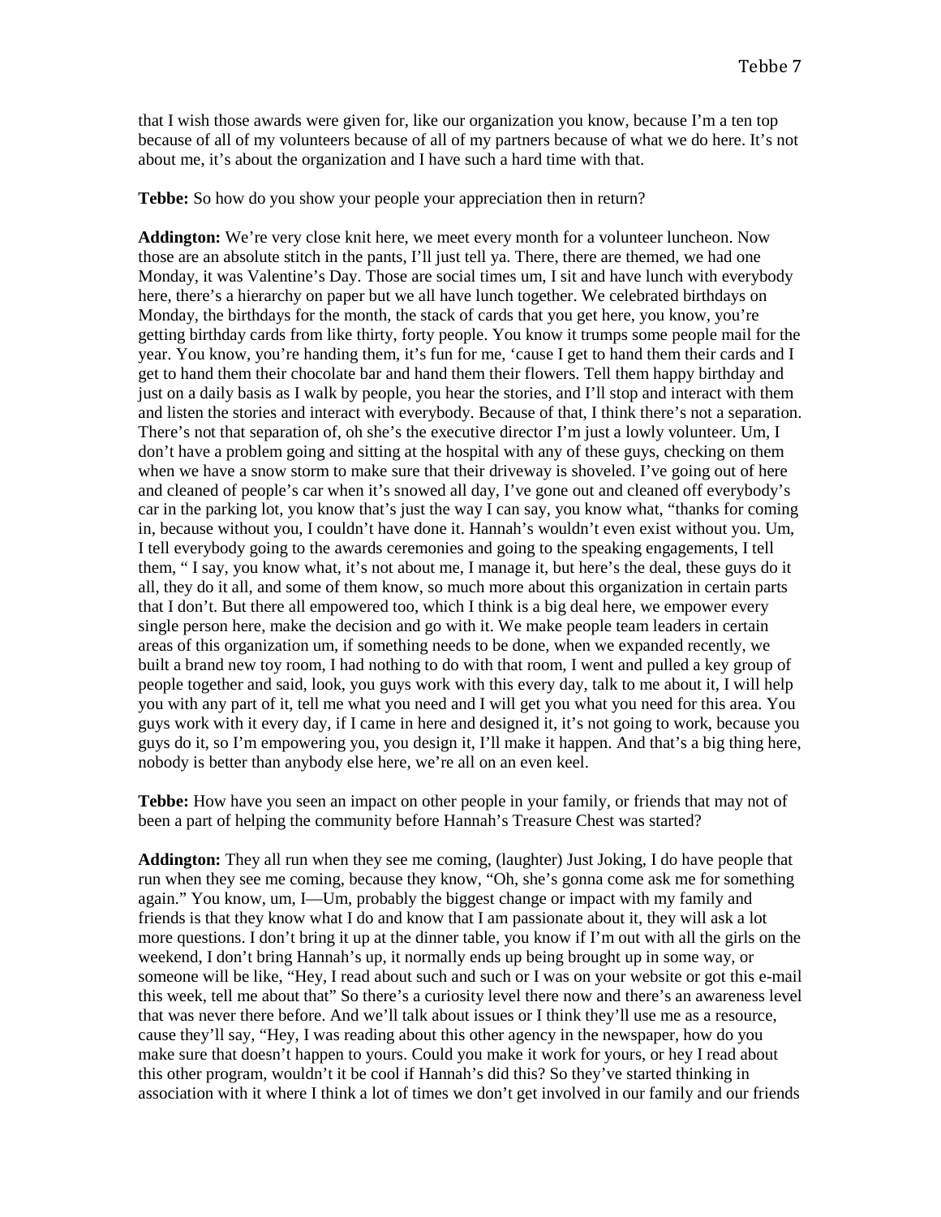that I wish those awards were given for, like our organization you know, because I'm a ten top because of all of my volunteers because of all of my partners because of what we do here. It's not about me, it's about the organization and I have such a hard time with that.

**Tebbe:** So how do you show your people your appreciation then in return?

**Addington:** We're very close knit here, we meet every month for a volunteer luncheon. Now those are an absolute stitch in the pants, I'll just tell ya. There, there are themed, we had one Monday, it was Valentine's Day. Those are social times um, I sit and have lunch with everybody here, there's a hierarchy on paper but we all have lunch together. We celebrated birthdays on Monday, the birthdays for the month, the stack of cards that you get here, you know, you're getting birthday cards from like thirty, forty people. You know it trumps some people mail for the year. You know, you're handing them, it's fun for me, 'cause I get to hand them their cards and I get to hand them their chocolate bar and hand them their flowers. Tell them happy birthday and just on a daily basis as I walk by people, you hear the stories, and I'll stop and interact with them and listen the stories and interact with everybody. Because of that, I think there's not a separation. There's not that separation of, oh she's the executive director I'm just a lowly volunteer. Um, I don't have a problem going and sitting at the hospital with any of these guys, checking on them when we have a snow storm to make sure that their driveway is shoveled. I've going out of here and cleaned of people's car when it's snowed all day, I've gone out and cleaned off everybody's car in the parking lot, you know that's just the way I can say, you know what, "thanks for coming in, because without you, I couldn't have done it. Hannah's wouldn't even exist without you. Um, I tell everybody going to the awards ceremonies and going to the speaking engagements, I tell them, " I say, you know what, it's not about me, I manage it, but here's the deal, these guys do it all, they do it all, and some of them know, so much more about this organization in certain parts that I don't. But there all empowered too, which I think is a big deal here, we empower every single person here, make the decision and go with it. We make people team leaders in certain areas of this organization um, if something needs to be done, when we expanded recently, we built a brand new toy room, I had nothing to do with that room, I went and pulled a key group of people together and said, look, you guys work with this every day, talk to me about it, I will help you with any part of it, tell me what you need and I will get you what you need for this area. You guys work with it every day, if I came in here and designed it, it's not going to work, because you guys do it, so I'm empowering you, you design it, I'll make it happen. And that's a big thing here, nobody is better than anybody else here, we're all on an even keel.

**Tebbe:** How have you seen an impact on other people in your family, or friends that may not of been a part of helping the community before Hannah's Treasure Chest was started?

**Addington:** They all run when they see me coming, (laughter) Just Joking, I do have people that run when they see me coming, because they know, "Oh, she's gonna come ask me for something again." You know, um, I—Um, probably the biggest change or impact with my family and friends is that they know what I do and know that I am passionate about it, they will ask a lot more questions. I don't bring it up at the dinner table, you know if I'm out with all the girls on the weekend, I don't bring Hannah's up, it normally ends up being brought up in some way, or someone will be like, "Hey, I read about such and such or I was on your website or got this e-mail this week, tell me about that" So there's a curiosity level there now and there's an awareness level that was never there before. And we'll talk about issues or I think they'll use me as a resource, cause they'll say, "Hey, I was reading about this other agency in the newspaper, how do you make sure that doesn't happen to yours. Could you make it work for yours, or hey I read about this other program, wouldn't it be cool if Hannah's did this? So they've started thinking in association with it where I think a lot of times we don't get involved in our family and our friends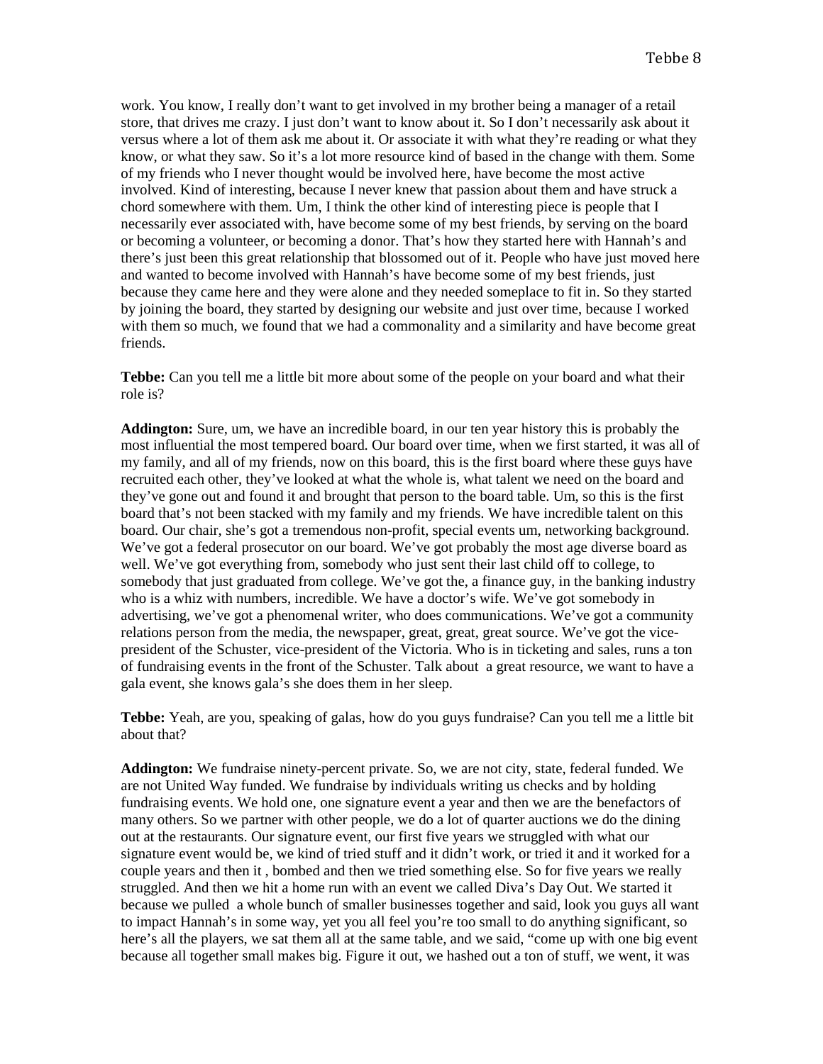work. You know, I really don't want to get involved in my brother being a manager of a retail store, that drives me crazy. I just don't want to know about it. So I don't necessarily ask about it versus where a lot of them ask me about it. Or associate it with what they're reading or what they know, or what they saw. So it's a lot more resource kind of based in the change with them. Some of my friends who I never thought would be involved here, have become the most active involved. Kind of interesting, because I never knew that passion about them and have struck a chord somewhere with them. Um, I think the other kind of interesting piece is people that I necessarily ever associated with, have become some of my best friends, by serving on the board or becoming a volunteer, or becoming a donor. That's how they started here with Hannah's and there's just been this great relationship that blossomed out of it. People who have just moved here and wanted to become involved with Hannah's have become some of my best friends, just because they came here and they were alone and they needed someplace to fit in. So they started by joining the board, they started by designing our website and just over time, because I worked with them so much, we found that we had a commonality and a similarity and have become great friends.

**Tebbe:** Can you tell me a little bit more about some of the people on your board and what their role is?

**Addington:** Sure, um, we have an incredible board, in our ten year history this is probably the most influential the most tempered board. Our board over time, when we first started, it was all of my family, and all of my friends, now on this board, this is the first board where these guys have recruited each other, they've looked at what the whole is, what talent we need on the board and they've gone out and found it and brought that person to the board table. Um, so this is the first board that's not been stacked with my family and my friends. We have incredible talent on this board. Our chair, she's got a tremendous non-profit, special events um, networking background. We've got a federal prosecutor on our board. We've got probably the most age diverse board as well. We've got everything from, somebody who just sent their last child off to college, to somebody that just graduated from college. We've got the, a finance guy, in the banking industry who is a whiz with numbers, incredible. We have a doctor's wife. We've got somebody in advertising, we've got a phenomenal writer, who does communications. We've got a community relations person from the media, the newspaper, great, great, great source. We've got the vice-president of the Schuster, vice-president of the Victoria. Who is in ticketing and sales, runs a ton of fundraising events in the front of the Schuster. Talk about a great resource, we want to have a gala event, she knows gala's she does them in her sleep.

**Tebbe:** Yeah, are you, speaking of galas, how do you guys fundraise? Can you tell me a little bit about that?

**Addington:** We fundraise ninety-percent private. So, we are not city, state, federal funded. We are not United Way funded. We fundraise by individuals writing us checks and by holding fundraising events. We hold one, one signature event a year and then we are the benefactors of many others. So we partner with other people, we do a lot of quarter auctions we do the dining out at the restaurants. Our signature event, our first five years we struggled with what our signature event would be, we kind of tried stuff and it didn't work, or tried it and it worked for a couple years and then it , bombed and then we tried something else. So for five years we really struggled. And then we hit a home run with an event we called Diva's Day Out. We started it because we pulled a whole bunch of smaller businesses together and said, look you guys all want to impact Hannah's in some way, yet you all feel you're too small to do anything significant, so here's all the players, we sat them all at the same table, and we said, "come up with one big event because all together small makes big. Figure it out, we hashed out a ton of stuff, we went, it was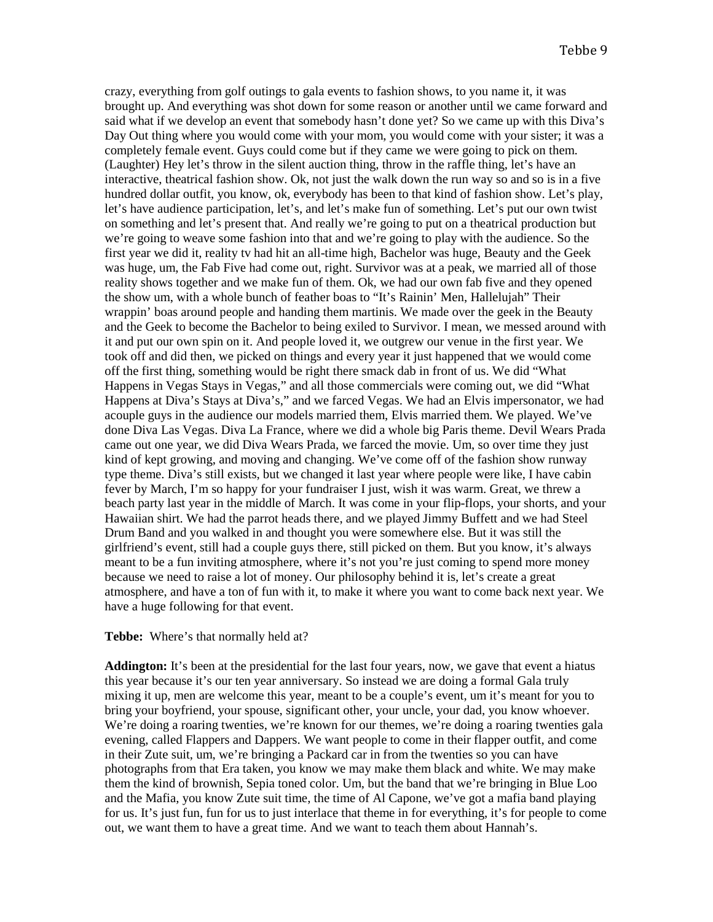crazy, everything from golf outings to gala events to fashion shows, to you name it, it was brought up. And everything was shot down for some reason or another until we came forward and said what if we develop an event that somebody hasn't done yet? So we came up with this Diva's Day Out thing where you would come with your mom, you would come with your sister; it was a completely female event. Guys could come but if they came we were going to pick on them. (Laughter) Hey let's throw in the silent auction thing, throw in the raffle thing, let's have an interactive, theatrical fashion show. Ok, not just the walk down the run way so and so is in a five hundred dollar outfit, you know, ok, everybody has been to that kind of fashion show. Let's play, let's have audience participation, let's, and let's make fun of something. Let's put our own twist on something and let's present that. And really we're going to put on a theatrical production but we're going to weave some fashion into that and we're going to play with the audience. So the first year we did it, reality tv had hit an all-time high, Bachelor was huge, Beauty and the Geek was huge, um, the Fab Five had come out, right. Survivor was at a peak, we married all of those reality shows together and we make fun of them. Ok, we had our own fab five and they opened the show um, with a whole bunch of feather boas to "It's Rainin' Men, Hallelujah" Their wrappin' boas around people and handing them martinis. We made over the geek in the Beauty and the Geek to become the Bachelor to being exiled to Survivor. I mean, we messed around with it and put our own spin on it. And people loved it, we outgrew our venue in the first year. We took off and did then, we picked on things and every year it just happened that we would come off the first thing, something would be right there smack dab in front of us. We did "What Happens in Vegas Stays in Vegas," and all those commercials were coming out, we did "What Happens at Diva's Stays at Diva's," and we farced Vegas. We had an Elvis impersonator, we had acouple guys in the audience our models married them, Elvis married them. We played. We've done Diva Las Vegas. Diva La France, where we did a whole big Paris theme. Devil Wears Prada came out one year, we did Diva Wears Prada, we farced the movie. Um, so over time they just kind of kept growing, and moving and changing. We've come off of the fashion show runway type theme. Diva's still exists, but we changed it last year where people were like, I have cabin fever by March, I'm so happy for your fundraiser I just, wish it was warm. Great, we threw a beach party last year in the middle of March. It was come in your flip-flops, your shorts, and your Hawaiian shirt. We had the parrot heads there, and we played Jimmy Buffett and we had Steel Drum Band and you walked in and thought you were somewhere else. But it was still the girlfriend's event, still had a couple guys there, still picked on them. But you know, it's always meant to be a fun inviting atmosphere, where it's not you're just coming to spend more money because we need to raise a lot of money. Our philosophy behind it is, let's create a great atmosphere, and have a ton of fun with it, to make it where you want to come back next year. We have a huge following for that event.

**Tebbe:** Where's that normally held at?

**Addington:** It's been at the presidential for the last four years, now, we gave that event a hiatus this year because it's our ten year anniversary. So instead we are doing a formal Gala truly mixing it up, men are welcome this year, meant to be a couple's event, um it's meant for you to bring your boyfriend, your spouse, significant other, your uncle, your dad, you know whoever. We're doing a roaring twenties, we're known for our themes, we're doing a roaring twenties gala evening, called Flappers and Dappers. We want people to come in their flapper outfit, and come in their Zute suit, um, we're bringing a Packard car in from the twenties so you can have photographs from that Era taken, you know we may make them black and white. We may make them the kind of brownish, Sepia toned color. Um, but the band that we're bringing in Blue Loo and the Mafia, you know Zute suit time, the time of Al Capone, we've got a mafia band playing for us. It's just fun, fun for us to just interlace that theme in for everything, it's for people to come out, we want them to have a great time. And we want to teach them about Hannah's.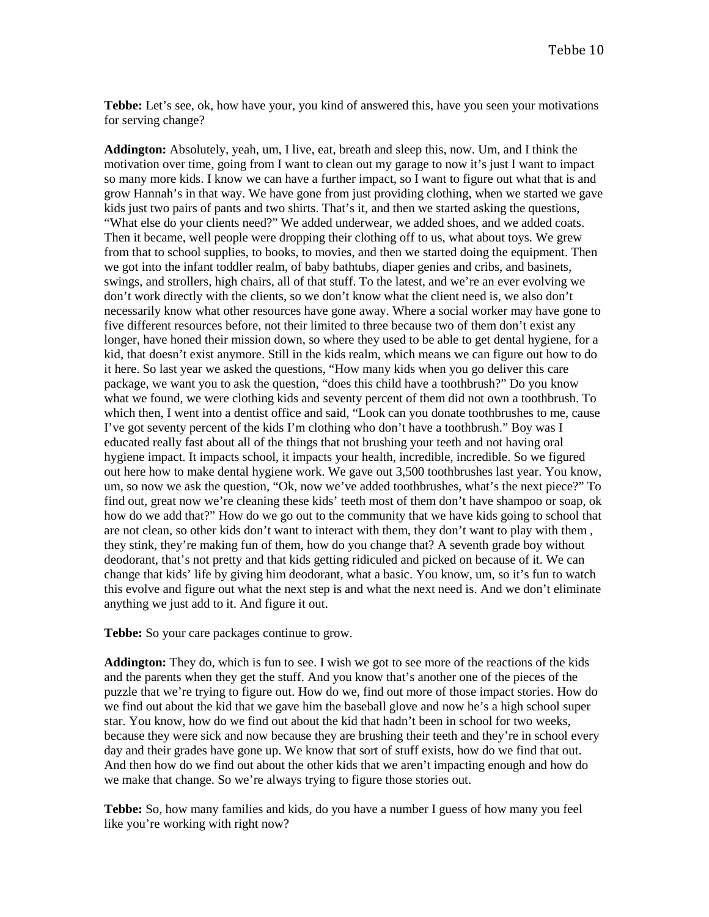**Tebbe:** Let's see, ok, how have your, you kind of answered this, have you seen your motivations for serving change?

**Addington:** Absolutely, yeah, um, I live, eat, breath and sleep this, now. Um, and I think the motivation over time, going from I want to clean out my garage to now it's just I want to impact so many more kids. I know we can have a further impact, so I want to figure out what that is and grow Hannah's in that way. We have gone from just providing clothing, when we started we gave kids just two pairs of pants and two shirts. That's it, and then we started asking the questions, "What else do your clients need?" We added underwear, we added shoes, and we added coats. Then it became, well people were dropping their clothing off to us, what about toys. We grew from that to school supplies, to books, to movies, and then we started doing the equipment. Then we got into the infant toddler realm, of baby bathtubs, diaper genies and cribs, and basinets, swings, and strollers, high chairs, all of that stuff. To the latest, and we're an ever evolving we don't work directly with the clients, so we don't know what the client need is, we also don't necessarily know what other resources have gone away. Where a social worker may have gone to five different resources before, not their limited to three because two of them don't exist any longer, have honed their mission down, so where they used to be able to get dental hygiene, for a kid, that doesn't exist anymore. Still in the kids realm, which means we can figure out how to do it here. So last year we asked the questions, "How many kids when you go deliver this care package, we want you to ask the question, "does this child have a toothbrush?" Do you know what we found, we were clothing kids and seventy percent of them did not own a toothbrush. To which then, I went into a dentist office and said, "Look can you donate toothbrushes to me, cause I've got seventy percent of the kids I'm clothing who don't have a toothbrush." Boy was I educated really fast about all of the things that not brushing your teeth and not having oral hygiene impact. It impacts school, it impacts your health, incredible, incredible. So we figured out here how to make dental hygiene work. We gave out 3,500 toothbrushes last year. You know, um, so now we ask the question, "Ok, now we've added toothbrushes, what's the next piece?" To find out, great now we're cleaning these kids' teeth most of them don't have shampoo or soap, ok how do we add that?" How do we go out to the community that we have kids going to school that are not clean, so other kids don't want to interact with them, they don't want to play with them , they stink, they're making fun of them, how do you change that? A seventh grade boy without deodorant, that's not pretty and that kids getting ridiculed and picked on because of it. We can change that kids' life by giving him deodorant, what a basic. You know, um, so it's fun to watch this evolve and figure out what the next step is and what the next need is. And we don't eliminate anything we just add to it. And figure it out.

**Tebbe:** So your care packages continue to grow.

**Addington:** They do, which is fun to see. I wish we got to see more of the reactions of the kids and the parents when they get the stuff. And you know that's another one of the pieces of the puzzle that we're trying to figure out. How do we, find out more of those impact stories. How do we find out about the kid that we gave him the baseball glove and now he's a high school super star. You know, how do we find out about the kid that hadn't been in school for two weeks, because they were sick and now because they are brushing their teeth and they're in school every day and their grades have gone up. We know that sort of stuff exists, how do we find that out. And then how do we find out about the other kids that we aren't impacting enough and how do we make that change. So we're always trying to figure those stories out.

**Tebbe:** So, how many families and kids, do you have a number I guess of how many you feel like you're working with right now?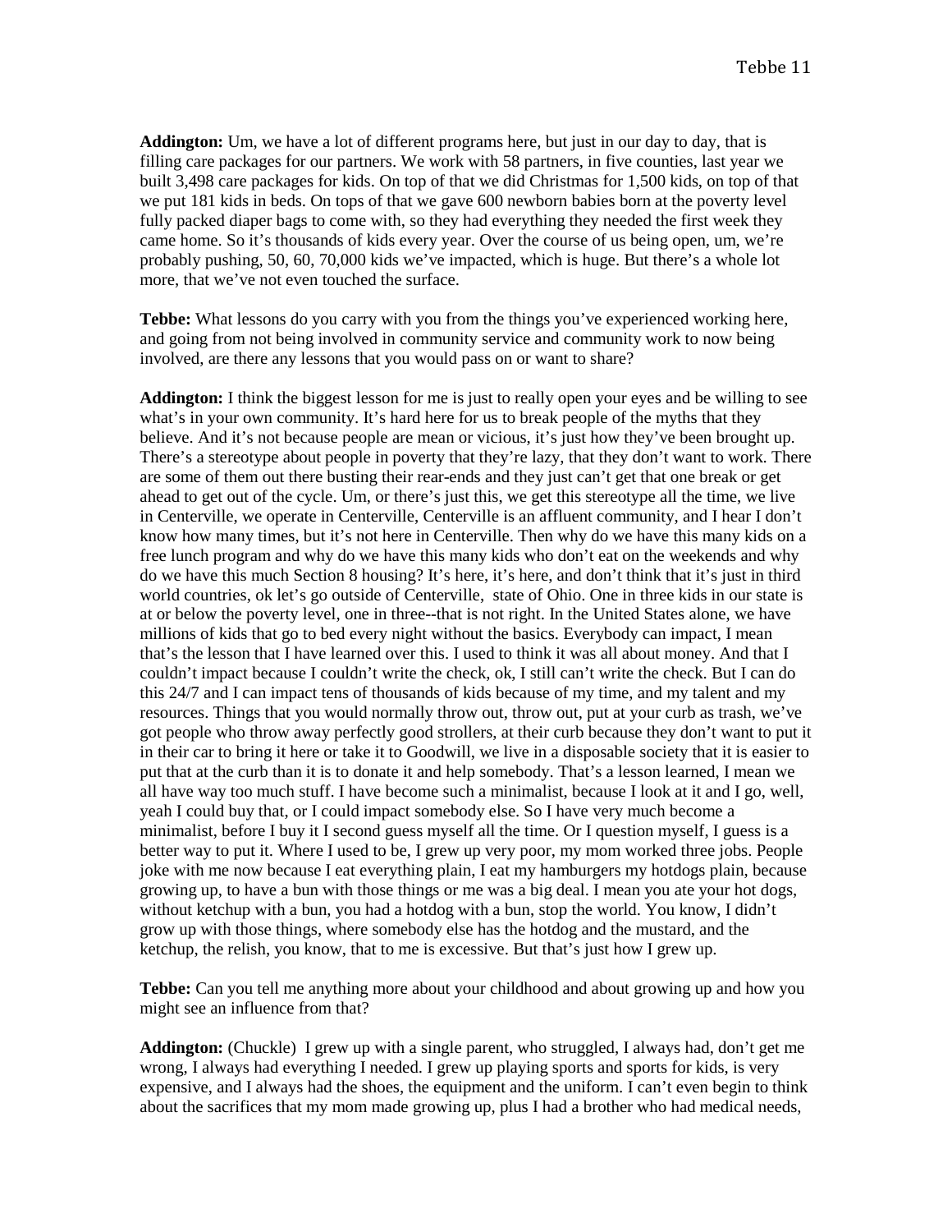**Addington:** Um, we have a lot of different programs here, but just in our day to day, that is filling care packages for our partners. We work with 58 partners, in five counties, last year we built 3,498 care packages for kids. On top of that we did Christmas for 1,500 kids, on top of that we put 181 kids in beds. On tops of that we gave 600 newborn babies born at the poverty level fully packed diaper bags to come with, so they had everything they needed the first week they came home. So it's thousands of kids every year. Over the course of us being open, um, we're probably pushing, 50, 60, 70,000 kids we've impacted, which is huge. But there's a whole lot more, that we've not even touched the surface.

**Tebbe:** What lessons do you carry with you from the things you've experienced working here, and going from not being involved in community service and community work to now being involved, are there any lessons that you would pass on or want to share?

**Addington:** I think the biggest lesson for me is just to really open your eyes and be willing to see what's in your own community. It's hard here for us to break people of the myths that they believe. And it's not because people are mean or vicious, it's just how they've been brought up. There's a stereotype about people in poverty that they're lazy, that they don't want to work. There are some of them out there busting their rear-ends and they just can't get that one break or get ahead to get out of the cycle. Um, or there's just this, we get this stereotype all the time, we live in Centerville, we operate in Centerville, Centerville is an affluent community, and I hear I don't know how many times, but it's not here in Centerville. Then why do we have this many kids on a free lunch program and why do we have this many kids who don't eat on the weekends and why do we have this much Section 8 housing? It's here, it's here, and don't think that it's just in third world countries, ok let's go outside of Centerville, state of Ohio. One in three kids in our state is at or below the poverty level, one in three--that is not right. In the United States alone, we have millions of kids that go to bed every night without the basics. Everybody can impact, I mean that's the lesson that I have learned over this. I used to think it was all about money. And that I couldn't impact because I couldn't write the check, ok, I still can't write the check. But I can do this 24/7 and I can impact tens of thousands of kids because of my time, and my talent and my resources. Things that you would normally throw out, throw out, put at your curb as trash, we've got people who throw away perfectly good strollers, at their curb because they don't want to put it in their car to bring it here or take it to Goodwill, we live in a disposable society that it is easier to put that at the curb than it is to donate it and help somebody. That's a lesson learned, I mean we all have way too much stuff. I have become such a minimalist, because I look at it and I go, well, yeah I could buy that, or I could impact somebody else. So I have very much become a minimalist, before I buy it I second guess myself all the time. Or I question myself, I guess is a better way to put it. Where I used to be, I grew up very poor, my mom worked three jobs. People joke with me now because I eat everything plain, I eat my hamburgers my hotdogs plain, because growing up, to have a bun with those things or me was a big deal. I mean you ate your hot dogs, without ketchup with a bun, you had a hotdog with a bun, stop the world. You know, I didn't grow up with those things, where somebody else has the hotdog and the mustard, and the ketchup, the relish, you know, that to me is excessive. But that's just how I grew up.

**Tebbe:** Can you tell me anything more about your childhood and about growing up and how you might see an influence from that?

**Addington:** (Chuckle) I grew up with a single parent, who struggled, I always had, don't get me wrong, I always had everything I needed. I grew up playing sports and sports for kids, is very expensive, and I always had the shoes, the equipment and the uniform. I can't even begin to think about the sacrifices that my mom made growing up, plus I had a brother who had medical needs,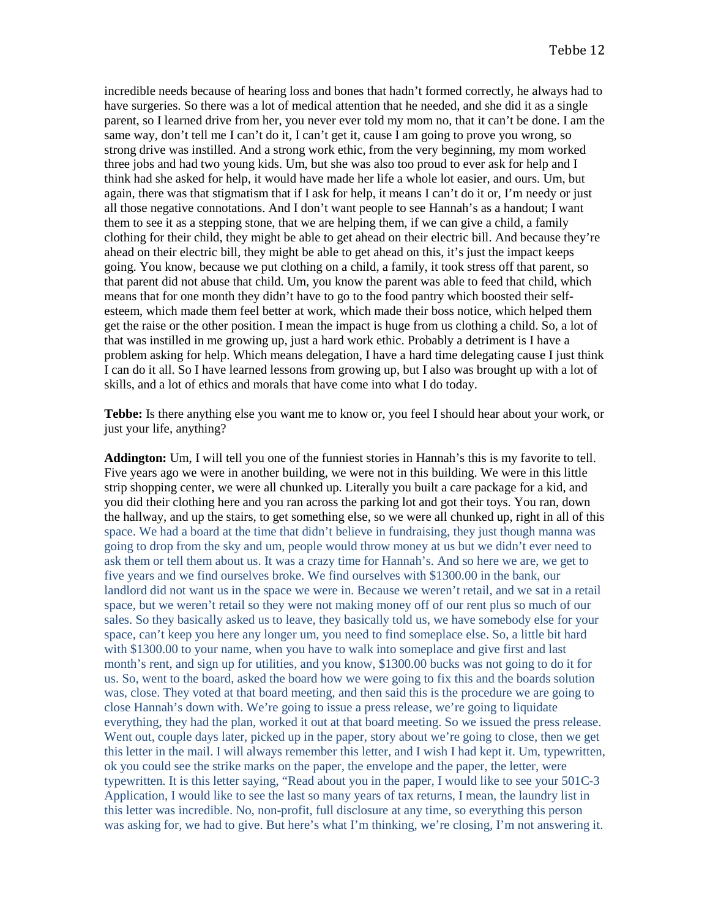incredible needs because of hearing loss and bones that hadn't formed correctly, he always had to have surgeries. So there was a lot of medical attention that he needed, and she did it as a single parent, so I learned drive from her, you never ever told my mom no, that it can't be done. I am the same way, don't tell me I can't do it, I can't get it, cause I am going to prove you wrong, so strong drive was instilled. And a strong work ethic, from the very beginning, my mom worked three jobs and had two young kids. Um, but she was also too proud to ever ask for help and I think had she asked for help, it would have made her life a whole lot easier, and ours. Um, but again, there was that stigmatism that if I ask for help, it means I can't do it or, I'm needy or just all those negative connotations. And I don't want people to see Hannah's as a handout; I want them to see it as a stepping stone, that we are helping them, if we can give a child, a family clothing for their child, they might be able to get ahead on their electric bill. And because they're ahead on their electric bill, they might be able to get ahead on this, it's just the impact keeps going. You know, because we put clothing on a child, a family, it took stress off that parent, so that parent did not abuse that child. Um, you know the parent was able to feed that child, which means that for one month they didn't have to go to the food pantry which boosted their self-esteem, which made them feel better at work, which made their boss notice, which helped them get the raise or the other position. I mean the impact is huge from us clothing a child. So, a lot of that was instilled in me growing up, just a hard work ethic. Probably a detriment is I have a problem asking for help. Which means delegation, I have a hard time delegating cause I just think I can do it all. So I have learned lessons from growing up, but I also was brought up with a lot of skills, and a lot of ethics and morals that have come into what I do today.

**Tebbe:** Is there anything else you want me to know or, you feel I should hear about your work, or just your life, anything?

**Addington:** Um, I will tell you one of the funniest stories in Hannah's this is my favorite to tell. Five years ago we were in another building, we were not in this building. We were in this little strip shopping center, we were all chunked up. Literally you built a care package for a kid, and you did their clothing here and you ran across the parking lot and got their toys. You ran, down the hallway, and up the stairs, to get something else, so we were all chunked up, right in all of this space. We had a board at the time that didn't believe in fundraising, they just though manna was going to drop from the sky and um, people would throw money at us but we didn't ever need to ask them or tell them about us. It was a crazy time for Hannah's. And so here we are, we get to five years and we find ourselves broke. We find ourselves with $1300.00 in the bank, our landlord did not want us in the space we were in. Because we weren't retail, and we sat in a retail space, but we weren't retail so they were not making money off of our rent plus so much of our sales. So they basically asked us to leave, they basically told us, we have somebody else for your space, can't keep you here any longer um, you need to find someplace else. So, a little bit hard with $1300.00 to your name, when you have to walk into someplace and give first and last month's rent, and sign up for utilities, and you know, $1300.00 bucks was not going to do it for us. So, went to the board, asked the board how we were going to fix this and the boards solution was, close. They voted at that board meeting, and then said this is the procedure we are going to close Hannah's down with. We're going to issue a press release, we're going to liquidate everything, they had the plan, worked it out at that board meeting. So we issued the press release. Went out, couple days later, picked up in the paper, story about we're going to close, then we get this letter in the mail. I will always remember this letter, and I wish I had kept it. Um, typewritten, ok you could see the strike marks on the paper, the envelope and the paper, the letter, were typewritten. It is this letter saying, "Read about you in the paper, I would like to see your 501C-3 Application, I would like to see the last so many years of tax returns, I mean, the laundry list in this letter was incredible. No, non-profit, full disclosure at any time, so everything this person was asking for, we had to give. But here's what I'm thinking, we're closing, I'm not answering it.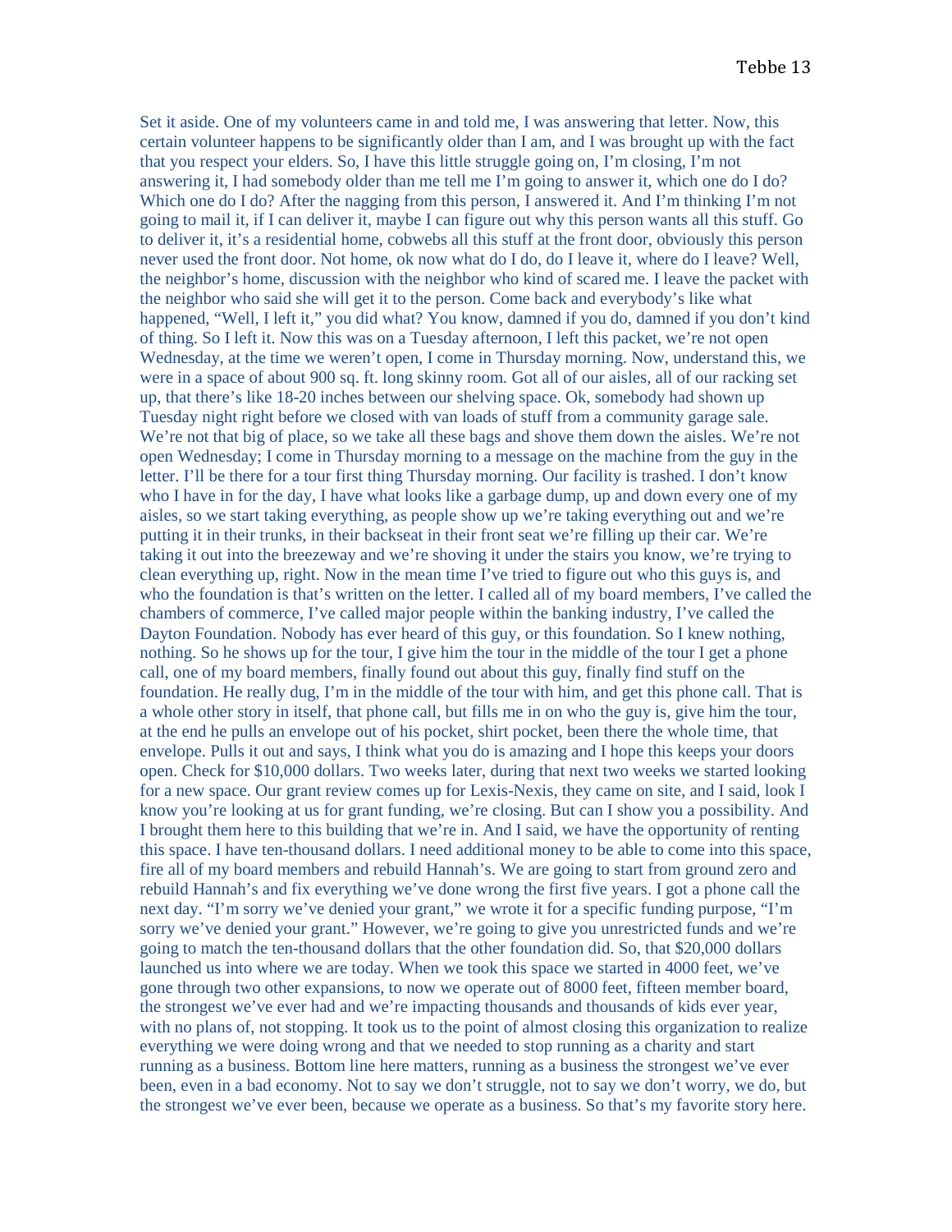Set it aside. One of my volunteers came in and told me, I was answering that letter. Now, this certain volunteer happens to be significantly older than I am, and I was brought up with the fact that you respect your elders. So, I have this little struggle going on, I'm closing, I'm not answering it, I had somebody older than me tell me I'm going to answer it, which one do I do? Which one do I do? After the nagging from this person, I answered it. And I'm thinking I'm not going to mail it, if I can deliver it, maybe I can figure out why this person wants all this stuff. Go to deliver it, it's a residential home, cobwebs all this stuff at the front door, obviously this person never used the front door. Not home, ok now what do I do, do I leave it, where do I leave? Well, the neighbor's home, discussion with the neighbor who kind of scared me. I leave the packet with the neighbor who said she will get it to the person. Come back and everybody's like what happened, "Well, I left it," you did what? You know, damned if you do, damned if you don't kind of thing. So I left it. Now this was on a Tuesday afternoon, I left this packet, we're not open Wednesday, at the time we weren't open, I come in Thursday morning. Now, understand this, we were in a space of about 900 sq. ft. long skinny room. Got all of our aisles, all of our racking set up, that there's like 18-20 inches between our shelving space. Ok, somebody had shown up Tuesday night right before we closed with van loads of stuff from a community garage sale. We're not that big of place, so we take all these bags and shove them down the aisles. We're not open Wednesday; I come in Thursday morning to a message on the machine from the guy in the letter. I'll be there for a tour first thing Thursday morning. Our facility is trashed. I don't know who I have in for the day, I have what looks like a garbage dump, up and down every one of my aisles, so we start taking everything, as people show up we're taking everything out and we're putting it in their trunks, in their backseat in their front seat we're filling up their car. We're taking it out into the breezeway and we're shoving it under the stairs you know, we're trying to clean everything up, right. Now in the mean time I've tried to figure out who this guys is, and who the foundation is that's written on the letter. I called all of my board members, I've called the chambers of commerce, I've called major people within the banking industry, I've called the Dayton Foundation. Nobody has ever heard of this guy, or this foundation. So I knew nothing, nothing. So he shows up for the tour, I give him the tour in the middle of the tour I get a phone call, one of my board members, finally found out about this guy, finally find stuff on the foundation. He really dug, I'm in the middle of the tour with him, and get this phone call. That is a whole other story in itself, that phone call, but fills me in on who the guy is, give him the tour, at the end he pulls an envelope out of his pocket, shirt pocket, been there the whole time, that envelope. Pulls it out and says, I think what you do is amazing and I hope this keeps your doors open. Check for $10,000 dollars. Two weeks later, during that next two weeks we started looking for a new space. Our grant review comes up for Lexis-Nexis, they came on site, and I said, look I know you're looking at us for grant funding, we're closing. But can I show you a possibility. And I brought them here to this building that we're in. And I said, we have the opportunity of renting this space. I have ten-thousand dollars. I need additional money to be able to come into this space, fire all of my board members and rebuild Hannah's. We are going to start from ground zero and rebuild Hannah's and fix everything we've done wrong the first five years. I got a phone call the next day. "I'm sorry we've denied your grant," we wrote it for a specific funding purpose, "I'm sorry we've denied your grant." However, we're going to give you unrestricted funds and we're going to match the ten-thousand dollars that the other foundation did. So, that $20,000 dollars launched us into where we are today. When we took this space we started in 4000 feet, we've gone through two other expansions, to now we operate out of 8000 feet, fifteen member board, the strongest we've ever had and we're impacting thousands and thousands of kids ever year, with no plans of, not stopping. It took us to the point of almost closing this organization to realize everything we were doing wrong and that we needed to stop running as a charity and start running as a business. Bottom line here matters, running as a business the strongest we've ever been, even in a bad economy. Not to say we don't struggle, not to say we don't worry, we do, but the strongest we've ever been, because we operate as a business. So that's my favorite story here.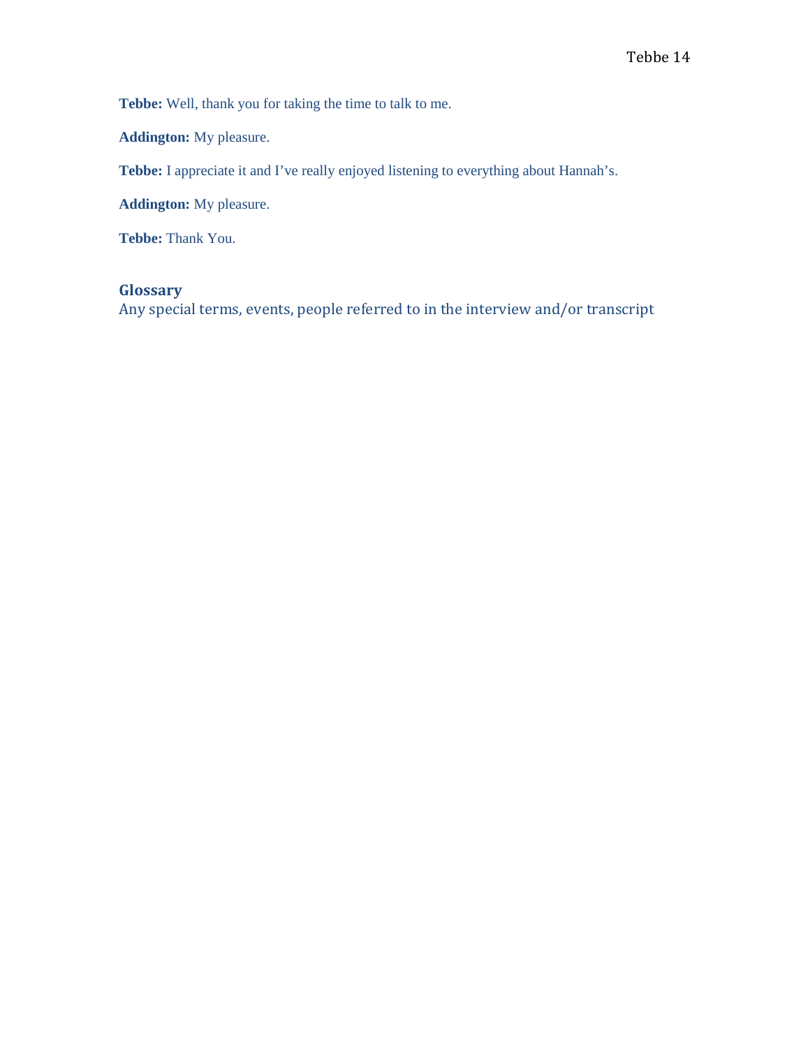**Tebbe:** Well, thank you for taking the time to talk to me.

**Addington:** My pleasure.

**Tebbe:** I appreciate it and I've really enjoyed listening to everything about Hannah's.

**Addington:** My pleasure.

**Tebbe:** Thank You.

## Glossary

Any special terms, events, people referred to in the interview and/or transcript